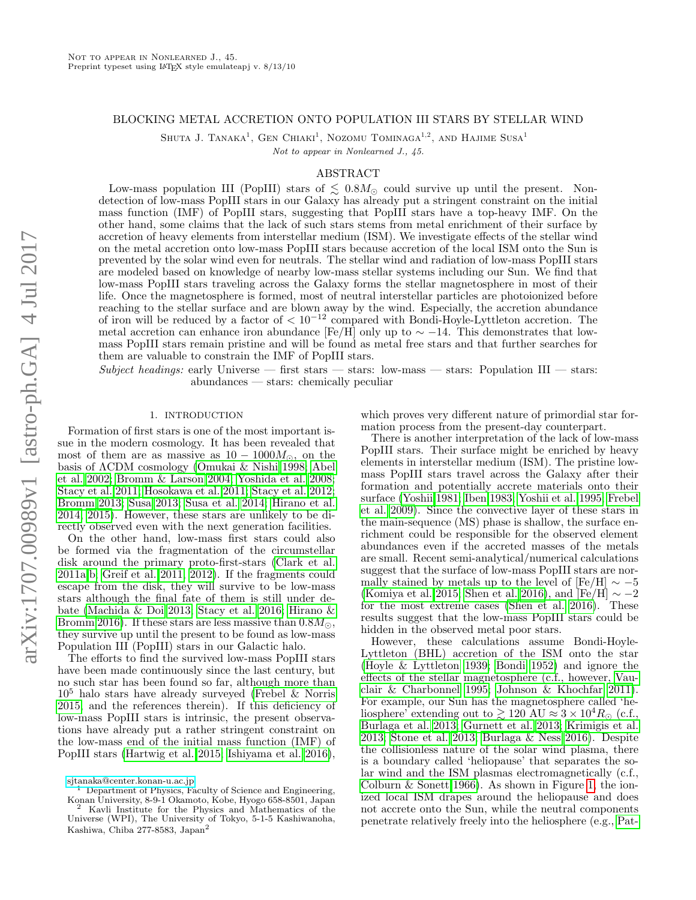Not to appear in Nonlearned J., 45.
Preprint typeset using LaTeX style emulateapj v. 8/13/10

# BLOCKING METAL ACCRETION ONTO POPULATION III STARS BY STELLAR WIND

Shuta J. Tanaka[1], Gen Chiaki[1], Nozomu Tominaga[1,2], and Hajime Susa[1]

*Not to appear in Nonlearned J., 45.*

## ABSTRACT

Low-mass population III (PopIII) stars of $\lesssim 0.8 M_\odot$ could survive up until the present. Non-detection of low-mass PopIII stars in our Galaxy has already put a stringent constraint on the initial mass function (IMF) of PopIII stars, suggesting that PopIII stars have a top-heavy IMF. On the other hand, some claims that the lack of such stars stems from metal enrichment of their surface by accretion of heavy elements from interstellar medium (ISM). We investigate effects of the stellar wind on the metal accretion onto low-mass PopIII stars because accretion of the local ISM onto the Sun is prevented by the solar wind even for neutrals. The stellar wind and radiation of low-mass PopIII stars are modeled based on knowledge of nearby low-mass stellar systems including our Sun. We find that low-mass PopIII stars traveling across the Galaxy forms the stellar magnetosphere in most of their life. Once the magnetosphere is formed, most of neutral interstellar particles are photoionized before reaching to the stellar surface and are blown away by the wind. Especially, the accretion abundance of iron will be reduced by a factor of $< 10^{-12}$ compared with Bondi-Hoyle-Lyttleton accretion. The metal accretion can enhance iron abundance [Fe/H] only up to $\sim -14$. This demonstrates that low-mass PopIII stars remain pristine and will be found as metal free stars and that further searches for them are valuable to constrain the IMF of PopIII stars.

*Subject headings:* early Universe — first stars — stars: low-mass — stars: Population III — stars: abundances — stars: chemically peculiar

## 1. INTRODUCTION

Formation of first stars is one of the most important issue in the modern cosmology. It has been revealed that most of them are as massive as $10 - 1000 M_\odot$, on the basis of ΛCDM cosmology (Omukai & Nishi 1998; Abel et al. 2002; Bromm & Larson 2004; Yoshida et al. 2008; Stacy et al. 2011; Hosokawa et al. 2011; Stacy et al. 2012; Bromm 2013; Susa 2013; Susa et al. 2014; Hirano et al. 2014, 2015). However, these stars are unlikely to be directly observed even with the next generation facilities.

On the other hand, low-mass first stars could also be formed via the fragmentation of the circumstellar disk around the primary proto-first-stars (Clark et al. 2011a,b; Greif et al. 2011, 2012). If the fragments could escape from the disk, they will survive to be low-mass stars although the final fate of them is still under debate (Machida & Doi 2013; Stacy et al. 2016; Hirano & Bromm 2016). If these stars are less massive than $0.8 M_\odot$, they survive up until the present to be found as low-mass Population III (PopIII) stars in our Galactic halo.

The efforts to find the survived low-mass PopIII stars have been made continuously since the last century, but no such star has been found so far, although more than $10^5$ halo stars have already surveyed (Frebel & Norris 2015 and the references therein). If this deficiency of low-mass PopIII stars is intrinsic, the present observations have already put a rather stringent constraint on the low-mass end of the initial mass function (IMF) of PopIII stars (Hartwig et al. 2015; Ishiyama et al. 2016), which proves very different nature of primordial star formation process from the present-day counterpart.

There is another interpretation of the lack of low-mass PopIII stars. Their surface might be enriched by heavy elements in interstellar medium (ISM). The pristine low-mass PopIII stars travel across the Galaxy after their formation and potentially accrete materials onto their surface (Yoshii 1981; Iben 1983; Yoshii et al. 1995; Frebel et al. 2009). Since the convective layer of these stars in the main-sequence (MS) phase is shallow, the surface enrichment could be responsible for the observed element abundances even if the accreted masses of the metals are small. Recent semi-analytical/numerical calculations suggest that the surface of low-mass PopIII stars are normally stained by metals up to the level of [Fe/H] $\sim -5$ (Komiya et al. 2015; Shen et al. 2016), and [Fe/H] $\sim -2$ for the most extreme cases (Shen et al. 2016). These results suggest that the low-mass PopIII stars could be hidden in the observed metal poor stars.

However, these calculations assume Bondi-Hoyle-Lyttleton (BHL) accretion of the ISM onto the star (Hoyle & Lyttleton 1939; Bondi 1952) and ignore the effects of the stellar magnetosphere (c.f., however, Vauclair & Charbonnel 1995; Johnson & Khochfar 2011). For example, our Sun has the magnetosphere called 'heliosphere' extending out to $\gtrsim 120$ AU $\approx 3 \times 10^4 R_\odot$ (c.f., Burlaga et al. 2013; Gurnett et al. 2013; Krimigis et al. 2013; Stone et al. 2013; Burlaga & Ness 2016). Despite the collisionless nature of the solar wind plasma, there is a boundary called 'heliopause' that separates the solar wind and the ISM plasmas electromagnetically (c.f., Colburn & Sonett 1966). As shown in Figure 1, the ionized local ISM drapes around the heliopause and does not accrete onto the Sun, while the neutral components penetrate relatively freely into the heliosphere (e.g., Pat-

[1] Department of Physics, Faculty of Science and Engineering, Konan University, 8-9-1 Okamoto, Kobe, Hyogo 658-8501, Japan
[2] Kavli Institute for the Physics and Mathematics of the Universe (WPI), The University of Tokyo, 5-1-5 Kashiwanoha, Kashiwa, Chiba 277-8583, Japan[2]

sjtanaka@center.konan-u.ac.jp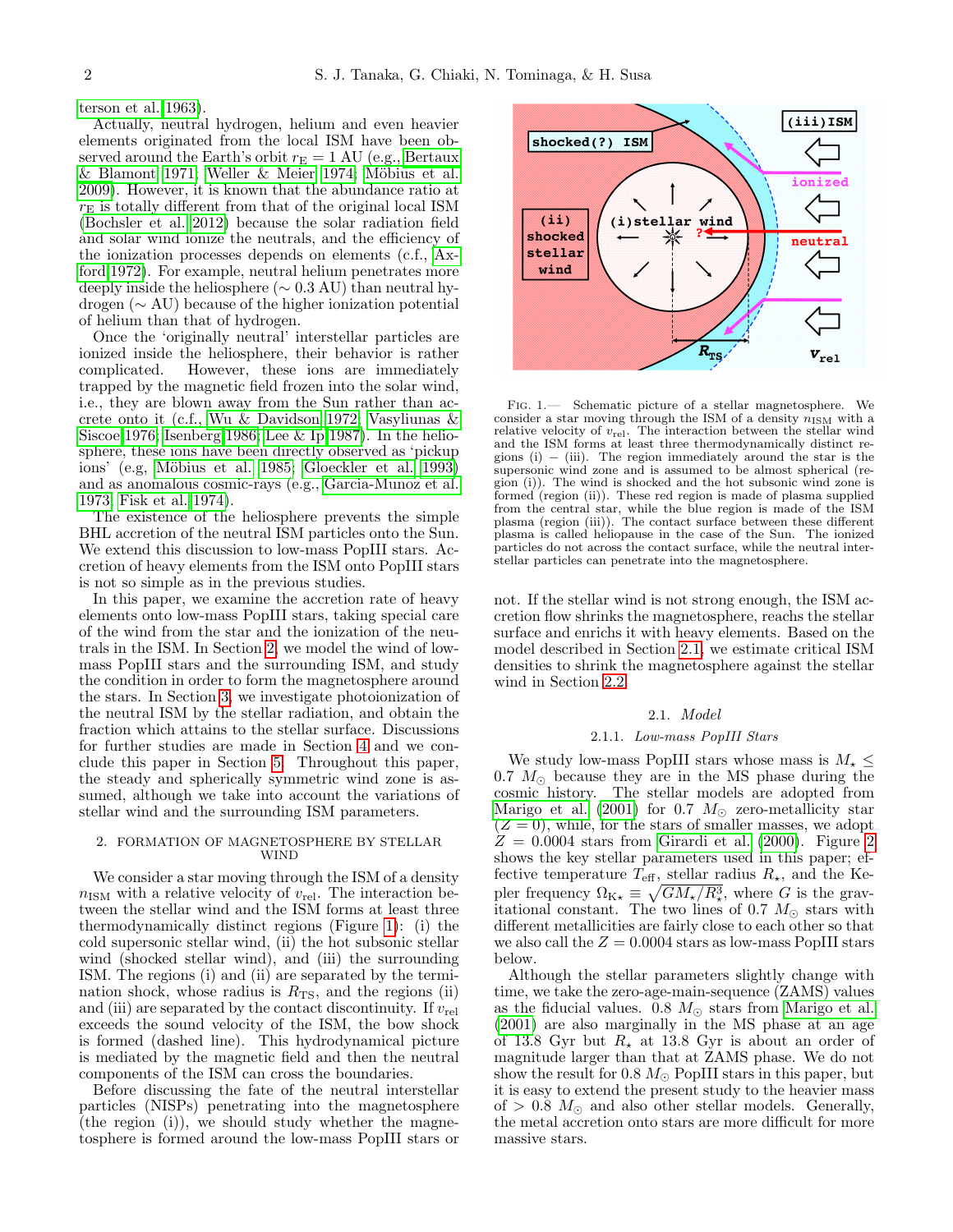terson et al. 1963).

Actually, neutral hydrogen, helium and even heavier elements originated from the local ISM have been observed around the Earth's orbit $r_{\rm E} = 1$ AU (e.g., Bertaux & Blamont 1971; Weller & Meier 1974; Möbius et al. 2009). However, it is known that the abundance ratio at $r_{\rm E}$ is totally different from that of the original local ISM (Bochsler et al. 2012) because the solar radiation field and solar wind ionize the neutrals, and the efficiency of the ionization processes depends on elements (c.f., Axford 1972). For example, neutral helium penetrates more deeply inside the heliosphere ($\sim 0.3$ AU) than neutral hydrogen ($\sim$ AU) because of the higher ionization potential of helium than that of hydrogen.

Once the 'originally neutral' interstellar particles are ionized inside the heliosphere, their behavior is rather complicated. However, these ions are immediately trapped by the magnetic field frozen into the solar wind, i.e., they are blown away from the Sun rather than accrete onto it (c.f., Wu & Davidson 1972; Vasyliunas & Siscoe 1976; Isenberg 1986; Lee & Ip 1987). In the heliosphere, these ions have been directly observed as 'pickup ions' (e.g, Möbius et al. 1985; Gloeckler et al. 1993) and as anomalous cosmic-rays (e.g., Garcia-Munoz et al. 1973; Fisk et al. 1974).

The existence of the heliosphere prevents the simple BHL accretion of the neutral ISM particles onto the Sun. We extend this discussion to low-mass PopIII stars. Accretion of heavy elements from the ISM onto PopIII stars is not so simple as in the previous studies.

In this paper, we examine the accretion rate of heavy elements onto low-mass PopIII stars, taking special care of the wind from the star and the ionization of the neutrals in the ISM. In Section 2, we model the wind of low-mass PopIII stars and the surrounding ISM, and study the condition in order to form the magnetosphere around the stars. In Section 3, we investigate photoionization of the neutral ISM by the stellar radiation, and obtain the fraction which attains to the stellar surface. Discussions for further studies are made in Section 4 and we conclude this paper in Section 5. Throughout this paper, the steady and spherically symmetric wind zone is assumed, although we take into account the variations of stellar wind and the surrounding ISM parameters.

## 2. FORMATION OF MAGNETOSPHERE BY STELLAR WIND

We consider a star moving through the ISM of a density $n_{\rm ISM}$ with a relative velocity of $v_{\rm rel}$. The interaction between the stellar wind and the ISM forms at least three thermodynamically distinct regions (Figure 1): (i) the cold supersonic stellar wind, (ii) the hot subsonic stellar wind (shocked stellar wind), and (iii) the surrounding ISM. The regions (i) and (ii) are separated by the termination shock, whose radius is $R_{\rm TS}$, and the regions (ii) and (iii) are separated by the contact discontinuity. If $v_{\rm rel}$ exceeds the sound velocity of the ISM, the bow shock is formed (dashed line). This hydrodynamical picture is mediated by the magnetic field and then the neutral components of the ISM can cross the boundaries.

Before discussing the fate of the neutral interstellar particles (NISPs) penetrating into the magnetosphere (the region (i)), we should study whether the magnetosphere is formed around the low-mass PopIII stars or not. If the stellar wind is not strong enough, the ISM accretion flow shrinks the magnetosphere, reachs the stellar surface and enrichs it with heavy elements. Based on the model described in Section 2.1, we estimate critical ISM densities to shrink the magnetosphere against the stellar wind in Section 2.2.

Fig. 1.— Schematic picture of a stellar magnetosphere. We consider a star moving through the ISM of a density $n_{\rm ISM}$ with a relative velocity of $v_{\rm rel}$. The interaction between the stellar wind and the ISM forms at least three thermodynamically distinct regions (i) – (iii). The region immediately around the star is the supersonic wind zone and is assumed to be almost spherical (region (i)). The wind is shocked and the hot subsonic wind zone is formed (region (ii)). These red region is made of plasma supplied from the central star, while the blue region is made of the ISM plasma (region (iii)). The contact surface between these different plasma is called heliopause in the case of the Sun. The ionized particles do not across the contact surface, while the neutral interstellar particles can penetrate into the magnetosphere.

### 2.1. *Model*

#### 2.1.1. *Low-mass PopIII Stars*

We study low-mass PopIII stars whose mass is $M_\star \le 0.7\ M_\odot$ because they are in the MS phase during the cosmic history. The stellar models are adopted from Marigo et al. (2001) for $0.7\ M_\odot$ zero-metallicity star ($Z = 0$), while, for the stars of smaller masses, we adopt $Z = 0.0004$ stars from Girardi et al. (2000). Figure 2 shows the key stellar parameters used in this paper; effective temperature $T_{\rm eff}$, stellar radius $R_\star$, and the Kepler frequency $\Omega_{{\rm K}\star} \equiv \sqrt{GM_\star/R_\star^3}$, where $G$ is the gravitational constant. The two lines of $0.7\ M_\odot$ stars with different metallicities are fairly close to each other so that we also call the $Z = 0.0004$ stars as low-mass PopIII stars below.

Although the stellar parameters slightly change with time, we take the zero-age-main-sequence (ZAMS) values as the fiducial values. $0.8\ M_\odot$ stars from Marigo et al. (2001) are also marginally in the MS phase at an age of 13.8 Gyr but $R_\star$ at 13.8 Gyr is about an order of magnitude larger than that at ZAMS phase. We do not show the result for $0.8\ M_\odot$ PopIII stars in this paper, but it is easy to extend the present study to the heavier mass of $> 0.8\ M_\odot$ and also other stellar models. Generally, the metal accretion onto stars are more difficult for more massive stars.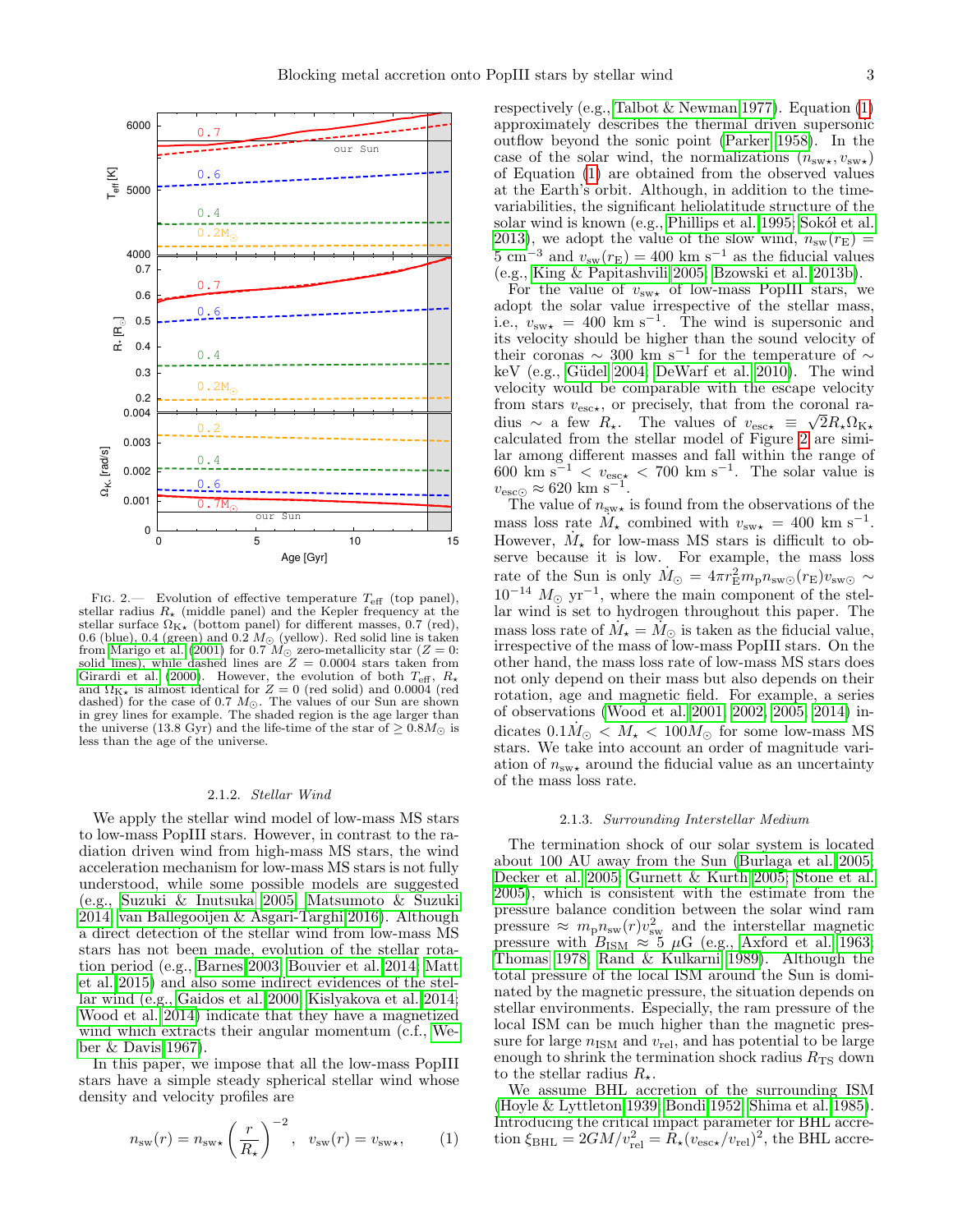FIG. 2.— Evolution of effective temperature $T_{\rm eff}$ (top panel), stellar radius $R_\star$ (middle panel) and the Kepler frequency at the stellar surface $\Omega_{\rm K\star}$ (bottom panel) for different masses, 0.7 (red), 0.6 (blue), 0.4 (green) and 0.2 $M_\odot$ (yellow). Red solid line is taken from Marigo et al. (2001) for 0.7 $M_\odot$ zero-metallicity star ($Z = 0$: solid lines), while dashed lines are $Z = 0.0004$ stars taken from Girardi et al. (2000). However, the evolution of both $T_{\rm eff}$, $R_\star$ and $\Omega_{\rm K\star}$ is almost identical for $Z = 0$ (red solid) and 0.0004 (red dashed) for the case of 0.7 $M_\odot$. The values of our Sun are shown in grey lines for example. The shaded region is the age larger than the universe (13.8 Gyr) and the life-time of the star of $\geq 0.8 M_\odot$ is less than the age of the universe.

### 2.1.2. *Stellar Wind*

We apply the stellar wind model of low-mass MS stars to low-mass PopIII stars. However, in contrast to the radiation driven wind from high-mass MS stars, the wind acceleration mechanism for low-mass MS stars is not fully understood, while some possible models are suggested (e.g., Suzuki & Inutsuka 2005; Matsumoto & Suzuki 2014; van Ballegooijen & Asgari-Targhi 2016). Although a direct detection of the stellar wind from low-mass MS stars has not been made, evolution of the stellar rotation period (e.g., Barnes 2003; Bouvier et al. 2014; Matt et al. 2015) and also some indirect evidences of the stellar wind (e.g., Gaidos et al. 2000; Kislyakova et al. 2014; Wood et al. 2014) indicate that they have a magnetized wind which extracts their angular momentum (c.f., Weber & Davis 1967).

In this paper, we impose that all the low-mass PopIII stars have a simple steady spherical stellar wind whose density and velocity profiles are

$$n_{\rm sw}(r) = n_{\rm sw\star}\left(\frac{r}{R_\star}\right)^{-2}, \quad v_{\rm sw}(r) = v_{\rm sw\star}, \qquad (1)$$

respectively (e.g., Talbot & Newman 1977). Equation (1) approximately describes the thermal driven supersonic outflow beyond the sonic point (Parker 1958). In the case of the solar wind, the normalizations ($n_{\rm sw\star}, v_{\rm sw\star}$) of Equation (1) are obtained from the observed values at the Earth's orbit. Although, in addition to the time-variabilities, the significant heliolatitude structure of the solar wind is known (e.g., Phillips et al. 1995; Sokół et al. 2013), we adopt the value of the slow wind, $n_{\rm sw}(r_{\rm E}) = 5$ cm$^{-3}$ and $v_{\rm sw}(r_{\rm E}) = 400$ km s$^{-1}$ as the fiducial values (e.g., King & Papitashvili 2005; Bzowski et al. 2013b).

For the value of $v_{\rm sw\star}$ of low-mass PopIII stars, we adopt the solar value irrespective of the stellar mass, i.e., $v_{\rm sw\star} = 400$ km s$^{-1}$. The wind is supersonic and its velocity should be higher than the sound velocity of their coronas $\sim 300$ km s$^{-1}$ for the temperature of $\sim$ keV (e.g., Güdel 2004; DeWarf et al. 2010). The wind velocity would be comparable with the escape velocity from stars $v_{\rm esc\star}$, or precisely, that from the coronal radius $\sim$ a few $R_\star$. The values of $v_{\rm esc\star} \equiv \sqrt{2}R_\star\Omega_{\rm K\star}$ calculated from the stellar model of Figure 2 are similar among different masses and fall within the range of 600 km s$^{-1}$ $< v_{\rm esc\star} <$ 700 km s$^{-1}$. The solar value is $v_{\rm esc\odot} \approx 620$ km s$^{-1}$.

The value of $n_{\rm sw\star}$ is found from the observations of the mass loss rate $\dot{M}_\star$ combined with $v_{\rm sw\star} = 400$ km s$^{-1}$. However, $\dot{M}_\star$ for low-mass MS stars is difficult to observe because it is low. For example, the mass loss rate of the Sun is only $\dot{M}_\odot = 4\pi r_{\rm E}^2 m_{\rm p} n_{\rm sw\odot}(r_{\rm E}) v_{\rm sw\odot} \sim 10^{-14}\ M_\odot$ yr$^{-1}$, where the main component of the stellar wind is set to hydrogen throughout this paper. The mass loss rate of $\dot{M}_\star = \dot{M}_\odot$ is taken as the fiducial value, irrespective of the mass of low-mass PopIII stars. On the other hand, the mass loss rate of low-mass MS stars does not only depend on their mass but also depends on their rotation, age and magnetic field. For example, a series of observations (Wood et al. 2001, 2002, 2005, 2014) indicates $0.1\dot{M}_\odot < \dot{M}_\star < 100\dot{M}_\odot$ for some low-mass MS stars. We take into account an order of magnitude variation of $n_{\rm sw\star}$ around the fiducial value as an uncertainty of the mass loss rate.

### 2.1.3. *Surrounding Interstellar Medium*

The termination shock of our solar system is located about 100 AU away from the Sun (Burlaga et al. 2005; Decker et al. 2005; Gurnett & Kurth 2005; Stone et al. 2005), which is consistent with the estimate from the pressure balance condition between the solar wind ram pressure $\approx m_{\rm p} n_{\rm sw}(r) v_{\rm sw}^2$ and the interstellar magnetic pressure with $B_{\rm ISM} \approx 5\ \mu$G (e.g., Axford et al. 1963; Thomas 1978; Rand & Kulkarni 1989). Although the total pressure of the local ISM around the Sun is dominated by the magnetic pressure, the situation depends on stellar environments. Especially, the ram pressure of the local ISM can be much higher than the magnetic pressure for large $n_{\rm ISM}$ and $v_{\rm rel}$, and has potential to be large enough to shrink the termination shock radius $R_{\rm TS}$ down to the stellar radius $R_\star$.

We assume BHL accretion of the surrounding ISM (Hoyle & Lyttleton 1939; Bondi 1952; Shima et al. 1985). Introducing the critical impact parameter for BHL accretion $\xi_{\rm BHL} = 2GM/v_{\rm rel}^2 = R_\star(v_{\rm esc\star}/v_{\rm rel})^2$, the BHL accre-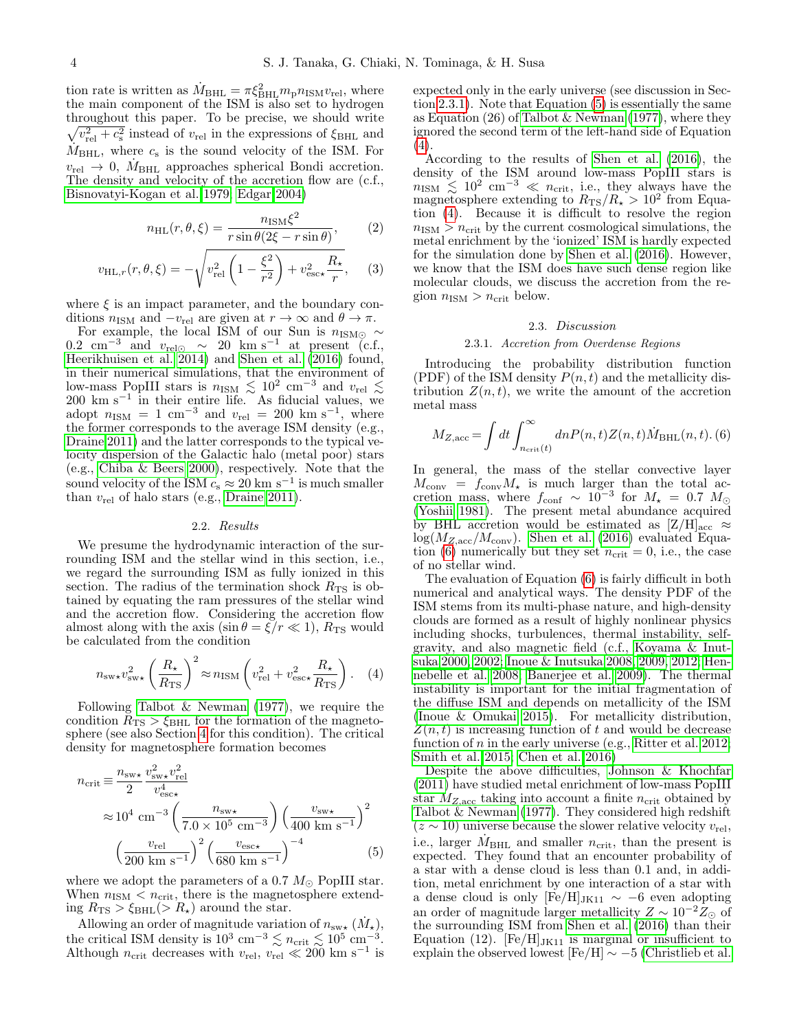tion rate is written as $\dot{M}_{\rm BHL} = \pi \xi_{\rm BHL}^2 m_{\rm p} n_{\rm ISM} v_{\rm rel}$, where the main component of the ISM is also set to hydrogen throughout this paper. To be precise, we should write $\sqrt{v_{\rm rel}^2 + c_{\rm s}^2}$ instead of $v_{\rm rel}$ in the expressions of $\xi_{\rm BHL}$ and $\dot{M}_{\rm BHL}$, where $c_{\rm s}$ is the sound velocity of the ISM. For $v_{\rm rel} \to 0$, $\dot{M}_{\rm BHL}$ approaches spherical Bondi accretion. The density and velocity of the accretion flow are (c.f., Bisnovatyi-Kogan et al. 1979; Edgar 2004)

$$n_{\rm HL}(r, \theta, \xi) = \frac{n_{\rm ISM} \xi^2}{r \sin\theta (2\xi - r\sin\theta)}, \qquad (2)$$

$$v_{{\rm HL},r}(r, \theta, \xi) = -\sqrt{v_{\rm rel}^2 \left(1 - \frac{\xi^2}{r^2}\right) + v_{\rm esc\star}^2 \frac{R_\star}{r}}, \qquad (3)$$

where $\xi$ is an impact parameter, and the boundary conditions $n_{\rm ISM}$ and $-v_{\rm rel}$ are given at $r \to \infty$ and $\theta \to \pi$.

For example, the local ISM of our Sun is $n_{\rm ISM\odot} \sim 0.2~{\rm cm^{-3}}$ and $v_{\rm rel\odot} \sim 20~{\rm km~s^{-1}}$ at present (c.f., Heerikhuisen et al. 2014) and Shen et al. (2016) found, in their numerical simulations, that the environment of low-mass PopIII stars is $n_{\rm ISM} \lesssim 10^2~{\rm cm^{-3}}$ and $v_{\rm rel} \lesssim 200~{\rm km~s^{-1}}$ in their entire life. As fiducial values, we adopt $n_{\rm ISM} = 1~{\rm cm^{-3}}$ and $v_{\rm rel} = 200~{\rm km~s^{-1}}$, where the former corresponds to the average ISM density (e.g., Draine 2011) and the latter corresponds to the typical velocity dispersion of the Galactic halo (metal poor) stars (e.g., Chiba & Beers 2000), respectively. Note that the sound velocity of the ISM $c_{\rm s} \approx 20~{\rm km~s^{-1}}$ is much smaller than $v_{\rm rel}$ of halo stars (e.g., Draine 2011).

### 2.2. *Results*

We presume the hydrodynamic interaction of the surrounding ISM and the stellar wind in this section, i.e., we regard the surrounding ISM as fully ionized in this section. The radius of the termination shock $R_{\rm TS}$ is obtained by equating the ram pressures of the stellar wind and the accretion flow. Considering the accretion flow almost along with the axis ($\sin\theta = \xi/r \ll 1$), $R_{\rm TS}$ would be calculated from the condition

$$n_{\rm sw\star} v_{\rm sw\star}^2 \left(\frac{R_\star}{R_{\rm TS}}\right)^2 \approx n_{\rm ISM}\left(v_{\rm rel}^2 + v_{\rm esc\star}^2 \frac{R_\star}{R_{\rm TS}}\right). \qquad (4)$$

Following Talbot & Newman (1977), we require the condition $R_{\rm TS} > \xi_{\rm BHL}$ for the formation of the magnetosphere (see also Section 4 for this condition). The critical density for magnetosphere formation becomes

$$\begin{aligned} n_{\rm crit} \equiv & \frac{n_{\rm sw\star}}{2} \frac{v_{\rm sw\star}^2 v_{\rm rel}^2}{v_{\rm esc\star}^4} \\ \approx & 10^4~{\rm cm^{-3}} \left(\frac{n_{\rm sw\star}}{7.0\times10^5~{\rm cm^{-3}}}\right)\left(\frac{v_{\rm sw\star}}{400~{\rm km~s^{-1}}}\right)^2 \\ & \left(\frac{v_{\rm rel}}{200~{\rm km~s^{-1}}}\right)^2 \left(\frac{v_{\rm esc\star}}{680~{\rm km~s^{-1}}}\right)^{-4} \end{aligned} \qquad (5)$$

where we adopt the parameters of a $0.7~M_\odot$ PopIII star. When $n_{\rm ISM} < n_{\rm crit}$, there is the magnetosphere extending $R_{\rm TS} > \xi_{\rm BHL} (> R_\star)$ around the star.

Allowing an order of magnitude variation of $n_{\rm sw\star}$ ($\dot{M}_\star$), the critical ISM density is $10^3~{\rm cm^{-3}} \lesssim n_{\rm crit} \lesssim 10^5~{\rm cm^{-3}}$. Although $n_{\rm crit}$ decreases with $v_{\rm rel}$, $v_{\rm rel} \ll 200~{\rm km~s^{-1}}$ is expected only in the early universe (see discussion in Section 2.3.1). Note that Equation (5) is essentially the same as Equation (26) of Talbot & Newman (1977), where they ignored the second term of the left-hand side of Equation (4).

According to the results of Shen et al. (2016), the density of the ISM around low-mass PopIII stars is $n_{\rm ISM} \lesssim 10^2~{\rm cm^{-3}} \ll n_{\rm crit}$, i.e., they always have the magnetosphere extending to $R_{\rm TS}/R_\star > 10^2$ from Equation (4). Because it is difficult to resolve the region $n_{\rm ISM} > n_{\rm crit}$ by the current cosmological simulations, the metal enrichment by the 'ionized' ISM is hardly expected for the simulation done by Shen et al. (2016). However, we know that the ISM does have such dense region like molecular clouds, we discuss the accretion from the region $n_{\rm ISM} > n_{\rm crit}$ below.

### 2.3. *Discussion*

#### 2.3.1. *Accretion from Overdense Regions*

Introducing the probability distribution function (PDF) of the ISM density $P(n, t)$ and the metallicity distribution $Z(n, t)$, we write the amount of the accretion metal mass

$$M_{Z,{\rm acc}} = \int dt \int_{n_{\rm crit}(t)}^{\infty} dn P(n,t) Z(n,t) \dot{M}_{\rm BHL}(n,t). \, (6)$$

In general, the mass of the stellar convective layer $M_{\rm conv} = f_{\rm conv} M_\star$ is much larger than the total accretion mass, where $f_{\rm conf} \sim 10^{-3}$ for $M_\star = 0.7~M_\odot$ (Yoshii 1981). The present metal abundance acquired by BHL accretion would be estimated as $[{\rm Z/H}]_{\rm acc} \approx \log(M_{Z,{\rm acc}}/M_{\rm conv})$. Shen et al. (2016) evaluated Equation (6) numerically but they set $n_{\rm crit} = 0$, i.e., the case of no stellar wind.

The evaluation of Equation (6) is fairly difficult in both numerical and analytical ways. The density PDF of the ISM stems from its multi-phase nature, and high-density clouds are formed as a result of highly nonlinear physics including shocks, turbulences, thermal instability, self-gravity, and also magnetic field (c.f., Koyama & Inutsuka 2000, 2002; Inoue & Inutsuka 2008, 2009, 2012; Hennebelle et al. 2008; Banerjee et al. 2009). The thermal instability is important for the initial fragmentation of the diffuse ISM and depends on metallicity of the ISM (Inoue & Omukai 2015). For metallicity distribution, $Z(n, t)$ is increasing function of $t$ and would be decrease function of $n$ in the early universe (e.g., Ritter et al. 2012; Smith et al. 2015; Chen et al. 2016)

Despite the above difficulties, Johnson & Khochfar (2011) have studied metal enrichment of low-mass PopIII star $M_{Z,{\rm acc}}$ taking into account a finite $n_{\rm crit}$ obtained by Talbot & Newman (1977). They considered high redshift ($z \sim 10$) universe because the slower relative velocity $v_{\rm rel}$, i.e., larger $\dot{M}_{\rm BHL}$ and smaller $n_{\rm crit}$, than the present is expected. They found that an encounter probability of a star with a dense cloud is less than 0.1 and, in addition, metal enrichment by one interaction of a star with a dense cloud is only $[{\rm Fe/H}]_{\rm JK11} \sim -6$ even adopting an order of magnitude larger metallicity $Z \sim 10^{-2} Z_\odot$ of the surrounding ISM from Shen et al. (2016) than their Equation (12). $[{\rm Fe/H}]_{\rm JK11}$ is marginal or insufficient to explain the observed lowest $[{\rm Fe/H}] \sim -5$ (Christlieb et al.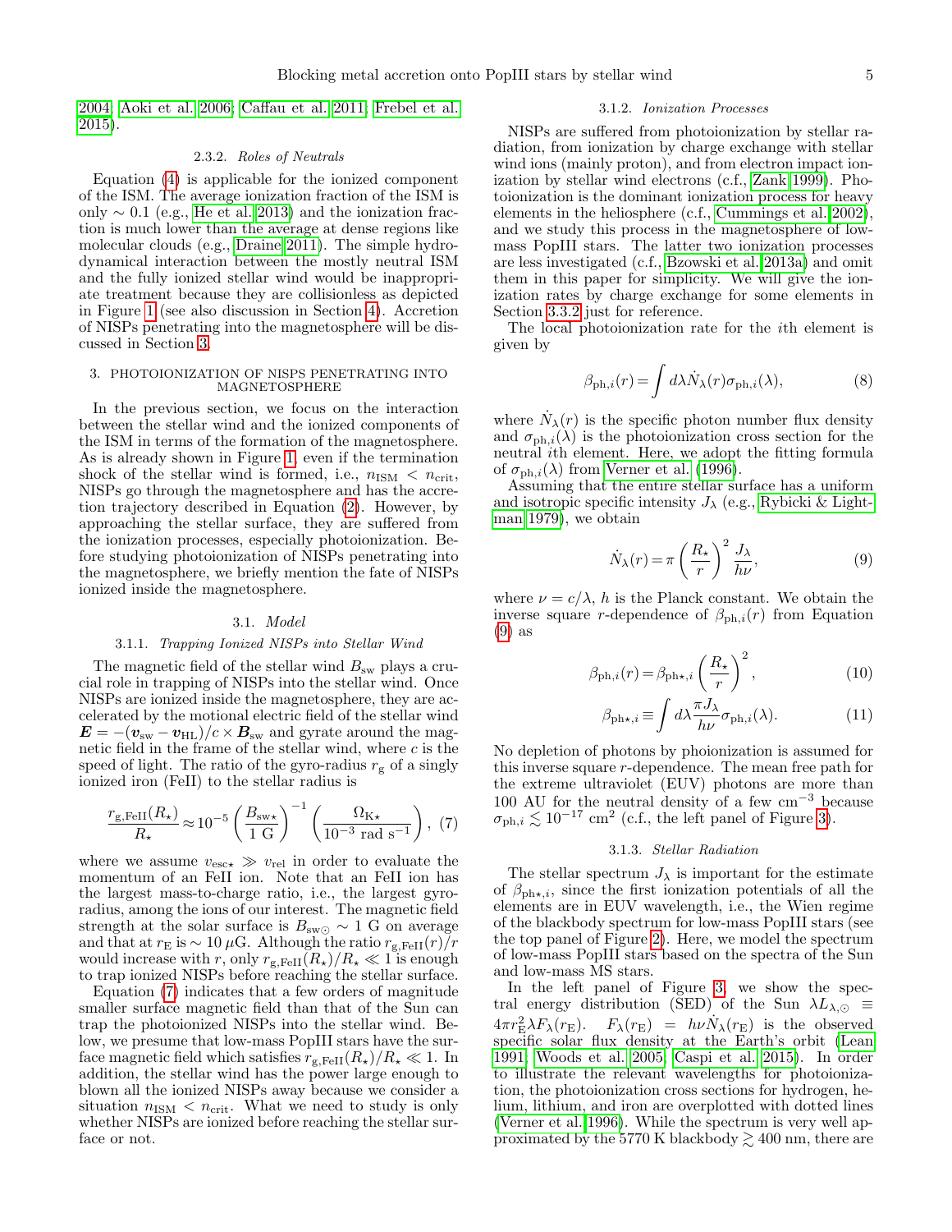2004; Aoki et al. 2006; Caffau et al. 2011; Frebel et al. 2015).

#### 2.3.2. *Roles of Neutrals*

Equation (4) is applicable for the ionized component of the ISM. The average ionization fraction of the ISM is only $\sim 0.1$ (e.g., He et al. 2013) and the ionization fraction is much lower than the average at dense regions like molecular clouds (e.g., Draine 2011). The simple hydrodynamical interaction between the mostly neutral ISM and the fully ionized stellar wind would be inappropriate treatment because they are collisionless as depicted in Figure 1 (see also discussion in Section 4). Accretion of NISPs penetrating into the magnetosphere will be discussed in Section 3.

## 3. PHOTOIONIZATION OF NISPS PENETRATING INTO MAGNETOSPHERE

In the previous section, we focus on the interaction between the stellar wind and the ionized components of the ISM in terms of the formation of the magnetosphere. As is already shown in Figure 1, even if the termination shock of the stellar wind is formed, i.e., $n_{\rm ISM} < n_{\rm crit}$, NISPs go through the magnetosphere and has the accretion trajectory described in Equation (2). However, by approaching the stellar surface, they are suffered from the ionization processes, especially photoionization. Before studying photoionization of NISPs penetrating into the magnetosphere, we briefly mention the fate of NISPs ionized inside the magnetosphere.

### 3.1. *Model*

#### 3.1.1. *Trapping Ionized NISPs into Stellar Wind*

The magnetic field of the stellar wind $B_{\rm sw}$ plays a crucial role in trapping of NISPs into the stellar wind. Once NISPs are ionized inside the magnetosphere, they are accelerated by the motional electric field of the stellar wind $\boldsymbol{E} = -(\boldsymbol{v}_{\rm sw} - \boldsymbol{v}_{\rm HL})/c \times \boldsymbol{B}_{\rm sw}$ and gyrate around the magnetic field in the frame of the stellar wind, where $c$ is the speed of light. The ratio of the gyro-radius $r_{\rm g}$ of a singly ionized iron (FeII) to the stellar radius is

$$\frac{r_{\rm g,FeII}(R_\star)}{R_\star} \approx 10^{-5} \left(\frac{B_{\rm sw\star}}{1 \text{ G}}\right)^{-1} \left(\frac{\Omega_{\rm K\star}}{10^{-3} \text{ rad s}^{-1}}\right), \quad (7)$$

where we assume $v_{\rm esc\star} \gg v_{\rm rel}$ in order to evaluate the momentum of an FeII ion. Note that an FeII ion has the largest mass-to-charge ratio, i.e., the largest gyro-radius, among the ions of our interest. The magnetic field strength at the solar surface is $B_{\rm sw\odot} \sim 1$ G on average and that at $r_{\rm E}$ is $\sim 10\,\mu$G. Although the ratio $r_{\rm g,FeII}(r)/r$ would increase with $r$, only $r_{\rm g,FeII}(R_\star)/R_\star \ll 1$ is enough to trap ionized NISPs before reaching the stellar surface.

Equation (7) indicates that a few orders of magnitude smaller surface magnetic field than that of the Sun can trap the photoionized NISPs into the stellar wind. Below, we presume that low-mass PopIII stars have the surface magnetic field which satisfies $r_{\rm g,FeII}(R_\star)/R_\star \ll 1$. In addition, the stellar wind has the power large enough to blown all the ionized NISPs away because we consider a situation $n_{\rm ISM} < n_{\rm crit}$. What we need to study is only whether NISPs are ionized before reaching the stellar surface or not.

#### 3.1.2. *Ionization Processes*

NISPs are suffered from photoionization by stellar radiation, from ionization by charge exchange with stellar wind ions (mainly proton), and from electron impact ionization by stellar wind electrons (c.f., Zank 1999). Photoionization is the dominant ionization process for heavy elements in the heliosphere (c.f., Cummings et al. 2002), and we study this process in the magnetosphere of low-mass PopIII stars. The latter two ionization processes are less investigated (c.f., Bzowski et al. 2013a) and omit them in this paper for simplicity. We will give the ionization rates by charge exchange for some elements in Section 3.3.2 just for reference.

The local photoionization rate for the $i$th element is given by

$$\beta_{{\rm ph},i}(r) = \int d\lambda \dot{N}_\lambda(r) \sigma_{{\rm ph},i}(\lambda), \quad (8)$$

where $\dot{N}_\lambda(r)$ is the specific photon number flux density and $\sigma_{{\rm ph},i}(\lambda)$ is the photoionization cross section for the neutral $i$th element. Here, we adopt the fitting formula of $\sigma_{{\rm ph},i}(\lambda)$ from Verner et al. (1996).

Assuming that the entire stellar surface has a uniform and isotropic specific intensity $J_\lambda$ (e.g., Rybicki & Lightman 1979), we obtain

$$\dot{N}_\lambda(r) = \pi \left(\frac{R_\star}{r}\right)^2 \frac{J_\lambda}{h\nu}, \quad (9)$$

where $\nu = c/\lambda$, $h$ is the Planck constant. We obtain the inverse square $r$-dependence of $\beta_{{\rm ph},i}(r)$ from Equation (9) as

$$\beta_{{\rm ph},i}(r) = \beta_{{\rm ph}\star,i} \left(\frac{R_\star}{r}\right)^2, \quad (10)$$

$$\beta_{{\rm ph}\star,i} \equiv \int d\lambda \frac{\pi J_\lambda}{h\nu} \sigma_{{\rm ph},i}(\lambda). \quad (11)$$

No depletion of photons by phoionization is assumed for this inverse square $r$-dependence. The mean free path for the extreme ultraviolet (EUV) photons are more than 100 AU for the neutral density of a few cm$^{-3}$ because $\sigma_{{\rm ph},i} \lesssim 10^{-17}$ cm$^2$ (c.f., the left panel of Figure 3).

#### 3.1.3. *Stellar Radiation*

The stellar spectrum $J_\lambda$ is important for the estimate of $\beta_{{\rm ph}\star,i}$, since the first ionization potentials of all the elements are in EUV wavelength, i.e., the Wien regime of the blackbody spectrum for low-mass PopIII stars (see the top panel of Figure 2). Here, we model the spectrum of low-mass PopIII stars based on the spectra of the Sun and low-mass MS stars.

In the left panel of Figure 3, we show the spectral energy distribution (SED) of the Sun $\lambda L_{\lambda,\odot} \equiv 4\pi r_{\rm E}^2 \lambda F_\lambda(r_{\rm E})$. $F_\lambda(r_{\rm E}) = h\nu \dot{N}_\lambda(r_{\rm E})$ is the observed specific solar flux density at the Earth's orbit (Lean 1991; Woods et al. 2005; Caspi et al. 2015). In order to illustrate the relevant wavelengths for photoionization, the photoionization cross sections for hydrogen, helium, lithium, and iron are overplotted with dotted lines (Verner et al. 1996). While the spectrum is very well approximated by the 5770 K blackbody $\gtrsim 400$ nm, there are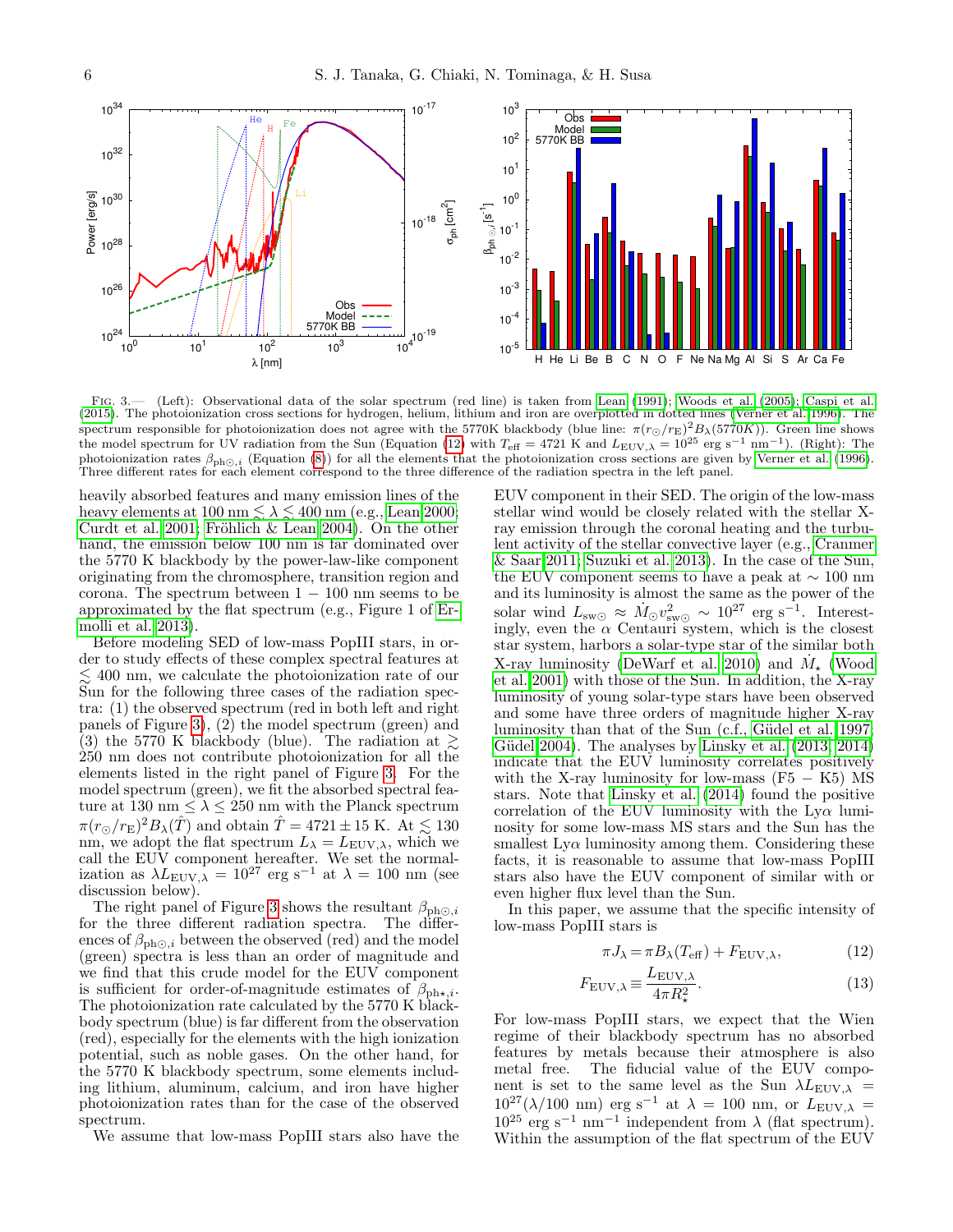Fig. 3.— (Left): Observational data of the solar spectrum (red line) is taken from Lean (1991); Woods et al. (2005); Caspi et al. (2015). The photoionization cross sections for hydrogen, helium, lithium and iron are overplotted in dotted lines (Verner et al. 1996). The spectrum responsible for photoionization does not agree with the 5770K blackbody (blue line: $\pi(r_\odot/r_{\rm E})^2 B_\lambda(5770K)$). Green line shows the model spectrum for UV radiation from the Sun (Equation (12) with $T_{\rm eff}$ = 4721 K and $L_{{\rm EUV},\lambda} = 10^{25}$ erg s$^{-1}$ nm$^{-1}$). (Right): The photoionization rates $\beta_{{\rm ph}\odot,i}$ (Equation (8)) for all the elements that the photoionization cross sections are given by Verner et al. (1996). Three different rates for each element correspond to the three difference of the radiation spectra in the left panel.

heavily absorbed features and many emission lines of the heavy elements at 100 nm $\lesssim \lambda \lesssim$ 400 nm (e.g., Lean 2000; Curdt et al. 2001; Fröhlich & Lean 2004). On the other hand, the emission below 100 nm is far dominated over the 5770 K blackbody by the power-law-like component originating from the chromosphere, transition region and corona. The spectrum between $1 - 100$ nm seems to be approximated by the flat spectrum (e.g., Figure 1 of Ermolli et al. 2013).

Before modeling SED of low-mass PopIII stars, in order to study effects of these complex spectral features at $\lesssim$ 400 nm, we calculate the photoionization rate of our Sun for the following three cases of the radiation spectra: (1) the observed spectrum (red in both left and right panels of Figure 3), (2) the model spectrum (green) and (3) the 5770 K blackbody (blue). The radiation at $\gtrsim$ 250 nm does not contribute photoionization for all the elements listed in the right panel of Figure 3. For the model spectrum (green), we fit the absorbed spectral feature at 130 nm $\le \lambda \le$ 250 nm with the Planck spectrum $\pi(r_\odot/r_{\rm E})^2 B_\lambda(\hat{T})$ and obtain $\hat{T} = 4721 \pm 15$ K. At $\lesssim$ 130 nm, we adopt the flat spectrum $L_\lambda = L_{{\rm EUV},\lambda}$, which we call the EUV component hereafter. We set the normalization as $\lambda L_{{\rm EUV},\lambda} = 10^{27}$ erg s$^{-1}$ at $\lambda$ = 100 nm (see discussion below).

The right panel of Figure 3 shows the resultant $\beta_{{\rm ph}\odot,i}$ for the three different radiation spectra. The differences of $\beta_{{\rm ph}\odot,i}$ between the observed (red) and the model (green) spectra is less than an order of magnitude and we find that this crude model for the EUV component is sufficient for order-of-magnitude estimates of $\beta_{{\rm ph}\star,i}$. The photoionization rate calculated by the 5770 K blackbody spectrum (blue) is far different from the observation (red), especially for the elements with the high ionization potential, such as noble gases. On the other hand, for the 5770 K blackbody spectrum, some elements including lithium, aluminum, calcium, and iron have higher photoionization rates than for the case of the observed spectrum.

We assume that low-mass PopIII stars also have the EUV component in their SED. The origin of the low-mass stellar wind would be closely related with the stellar X-ray emission through the coronal heating and the turbulent activity of the stellar convective layer (e.g., Cranmer & Saar 2011; Suzuki et al. 2013). In the case of the Sun, the EUV component seems to have a peak at $\sim$ 100 nm and its luminosity is almost the same as the power of the solar wind $L_{{\rm sw}\odot} \approx \dot{M}_\odot v_{{\rm sw}\odot}^2 \sim 10^{27}$ erg s$^{-1}$. Interestingly, even the $\alpha$ Centauri system, which is the closest star system, harbors a solar-type star of the similar both X-ray luminosity (DeWarf et al. 2010) and $\dot{M}_\star$ (Wood et al. 2001) with those of the Sun. In addition, the X-ray luminosity of young solar-type stars have been observed and some have three orders of magnitude higher X-ray luminosity than that of the Sun (c.f., Güdel et al. 1997; Güdel 2004). The analyses by Linsky et al. (2013, 2014) indicate that the EUV luminosity correlates positively with the X-ray luminosity for low-mass (F5 − K5) MS stars. Note that Linsky et al. (2014) found the positive correlation of the EUV luminosity with the Ly$\alpha$ luminosity for some low-mass MS stars and the Sun has the smallest Ly$\alpha$ luminosity among them. Considering these facts, it is reasonable to assume that low-mass PopIII stars also have the EUV component of similar with or even higher flux level than the Sun.

In this paper, we assume that the specific intensity of low-mass PopIII stars is

$$\pi J_\lambda = \pi B_\lambda(T_{\rm eff}) + F_{{\rm EUV},\lambda}, \tag{12}$$

$$F_{{\rm EUV},\lambda} \equiv \frac{L_{{\rm EUV},\lambda}}{4\pi R_\star^2}. \tag{13}$$

For low-mass PopIII stars, we expect that the Wien regime of their blackbody spectrum has no absorbed features by metals because their atmosphere is also metal free. The fiducial value of the EUV component is set to the same level as the Sun $\lambda L_{{\rm EUV},\lambda} = 10^{27}(\lambda/100 \text{ nm})$ erg s$^{-1}$ at $\lambda$ = 100 nm, or $L_{{\rm EUV},\lambda} = 10^{25}$ erg s$^{-1}$ nm$^{-1}$ independent from $\lambda$ (flat spectrum). Within the assumption of the flat spectrum of the EUV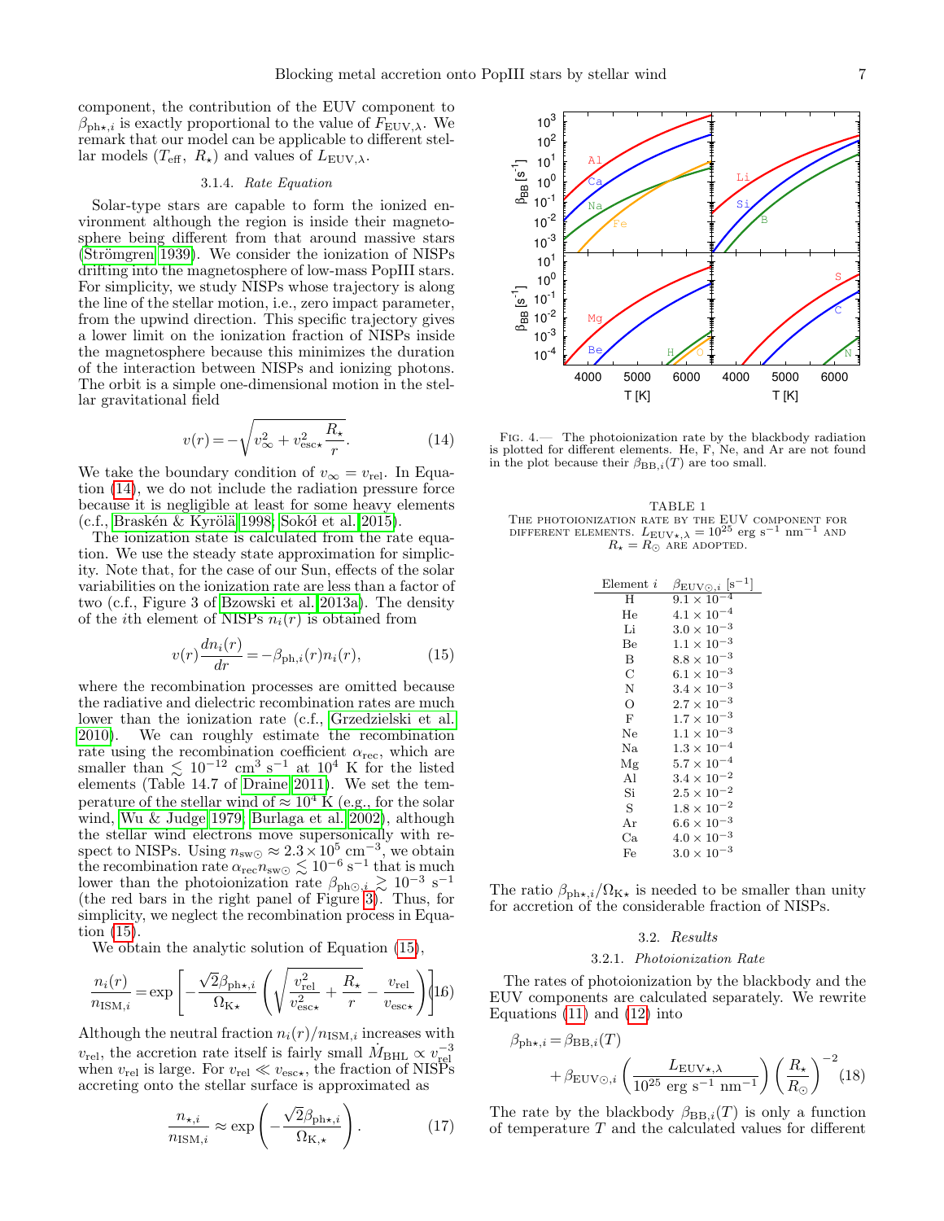component, the contribution of the EUV component to $\beta_{\mathrm{ph}\star,i}$ is exactly proportional to the value of $F_{\mathrm{EUV},\lambda}$. We remark that our model can be applicable to different stellar models ($T_{\mathrm{eff}},\ R_\star$) and values of $L_{\mathrm{EUV},\lambda}$.

### 3.1.4. *Rate Equation*

Solar-type stars are capable to form the ionized environment although the region is inside their magnetosphere being different from that around massive stars (Strömgren 1939). We consider the ionization of NISPs drifting into the magnetosphere of low-mass PopIII stars. For simplicity, we study NISPs whose trajectory is along the line of the stellar motion, i.e., zero impact parameter, from the upwind direction. This specific trajectory gives a lower limit on the ionization fraction of NISPs inside the magnetosphere because this minimizes the duration of the interaction between NISPs and ionizing photons. The orbit is a simple one-dimensional motion in the stellar gravitational field

$$v(r) = -\sqrt{v_\infty^2 + v_{\mathrm{esc}\star}^2 \frac{R_\star}{r}}. \tag{14}$$

We take the boundary condition of $v_\infty = v_{\mathrm{rel}}$. In Equation (14), we do not include the radiation pressure force because it is negligible at least for some heavy elements (c.f., Braskén & Kyrölä 1998; Sokół et al. 2015).

The ionization state is calculated from the rate equation. We use the steady state approximation for simplicity. Note that, for the case of our Sun, effects of the solar variabilities on the ionization rate are less than a factor of two (c.f., Figure 3 of Bzowski et al. 2013a). The density of the $i$th element of NISPs $n_i(r)$ is obtained from

$$v(r)\frac{dn_i(r)}{dr} = -\beta_{\mathrm{ph},i}(r) n_i(r), \tag{15}$$

where the recombination processes are omitted because the radiative and dielectric recombination rates are much lower than the ionization rate (c.f., Grzedzielski et al. 2010). We can roughly estimate the recombination rate using the recombination coefficient $\alpha_{\mathrm{rec}}$, which are smaller than $\lesssim 10^{-12}$ cm$^3$ s$^{-1}$ at $10^4$ K for the listed elements (Table 14.7 of Draine 2011). We set the temperature of the stellar wind of $\approx 10^4$ K (e.g., for the solar wind, Wu & Judge 1979; Burlaga et al. 2002), although the stellar wind electrons move supersonically with respect to NISPs. Using $n_{\mathrm{sw}\odot} \approx 2.3\times10^5$ cm$^{-3}$, we obtain the recombination rate $\alpha_{\mathrm{rec}} n_{\mathrm{sw}\odot} \lesssim 10^{-6}$ s$^{-1}$ that is much lower than the photoionization rate $\beta_{\mathrm{ph}\odot,i} \gtrsim 10^{-3}$ s$^{-1}$ (the red bars in the right panel of Figure 3). Thus, for simplicity, we neglect the recombination process in Equation (15).

We obtain the analytic solution of Equation (15),

$$\frac{n_i(r)}{n_{\mathrm{ISM},i}} = \exp\left[-\frac{\sqrt{2}\beta_{\mathrm{ph}\star,i}}{\Omega_{\mathrm{K}\star}}\left(\sqrt{\frac{v_{\mathrm{rel}}^2}{v_{\mathrm{esc}\star}^2} + \frac{R_\star}{r}} - \frac{v_{\mathrm{rel}}}{v_{\mathrm{esc}\star}}\right)\right] \tag{16}$$

Although the neutral fraction $n_i(r)/n_{\mathrm{ISM},i}$ increases with $v_{\mathrm{rel}}$, the accretion rate itself is fairly small $\dot{M}_{\mathrm{BHL}} \propto v_{\mathrm{rel}}^{-3}$ when $v_{\mathrm{rel}}$ is large. For $v_{\mathrm{rel}} \ll v_{\mathrm{esc}\star}$, the fraction of NISPs accreting onto the stellar surface is approximated as

$$\frac{n_{\star,i}}{n_{\mathrm{ISM},i}} \approx \exp\left(-\frac{\sqrt{2}\beta_{\mathrm{ph}\star,i}}{\Omega_{\mathrm{K},\star}}\right). \tag{17}$$

Fig. 4.— The photoionization rate by the blackbody radiation is plotted for different elements. He, F, Ne, and Ar are not found in the plot because their $\beta_{\mathrm{BB},i}(T)$ are too small.

TABLE 1
The photoionization rate by the EUV component for different elements. $L_{\mathrm{EUV}\star,\lambda} = 10^{25}$ erg s$^{-1}$ nm$^{-1}$ and $R_\star = R_\odot$ are adopted.

| Element $i$ | $\beta_{\mathrm{EUV}\odot,i}$ [s$^{-1}$] |
|---|---|
| H | $9.1\times10^{-4}$ |
| He | $4.1\times10^{-4}$ |
| Li | $3.0\times10^{-3}$ |
| Be | $1.1\times10^{-3}$ |
| B | $8.8\times10^{-3}$ |
| C | $6.1\times10^{-3}$ |
| N | $3.4\times10^{-3}$ |
| O | $2.7\times10^{-3}$ |
| F | $1.7\times10^{-3}$ |
| Ne | $1.1\times10^{-3}$ |
| Na | $1.3\times10^{-4}$ |
| Mg | $5.7\times10^{-4}$ |
| Al | $3.4\times10^{-2}$ |
| Si | $2.5\times10^{-2}$ |
| S | $1.8\times10^{-2}$ |
| Ar | $6.6\times10^{-3}$ |
| Ca | $4.0\times10^{-3}$ |
| Fe | $3.0\times10^{-3}$ |

The ratio $\beta_{\mathrm{ph}\star,i}/\Omega_{\mathrm{K}\star}$ is needed to be smaller than unity for accretion of the considerable fraction of NISPs.

## 3.2. *Results*

### 3.2.1. *Photoionization Rate*

The rates of photoionization by the blackbody and the EUV components are calculated separately. We rewrite Equations (11) and (12) into

$$\beta_{\mathrm{ph}\star,i} = \beta_{\mathrm{BB},i}(T) + \beta_{\mathrm{EUV}\odot,i}\left(\frac{L_{\mathrm{EUV}\star,\lambda}}{10^{25}\ \mathrm{erg\ s^{-1}\ nm^{-1}}}\right)\left(\frac{R_\star}{R_\odot}\right)^{-2} \tag{18}$$

The rate by the blackbody $\beta_{\mathrm{BB},i}(T)$ is only a function of temperature $T$ and the calculated values for different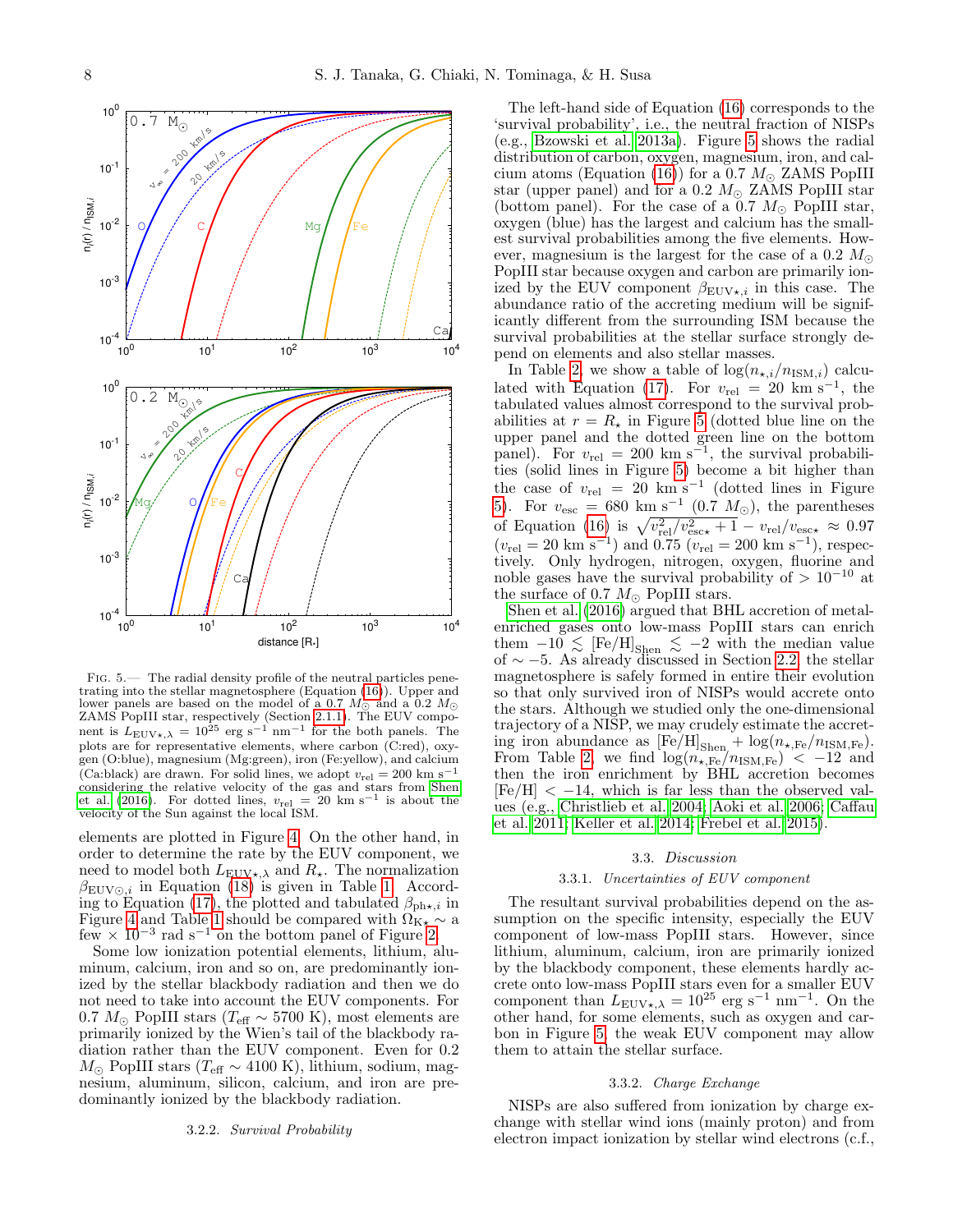Fig. 5.— The radial density profile of the neutral particles penetrating into the stellar magnetosphere (Equation (16)). Upper and lower panels are based on the model of a 0.7 $M_\odot$ and a 0.2 $M_\odot$ ZAMS PopIII star, respectively (Section 2.1.1). The EUV component is $L_{\mathrm{EUV}\star,\lambda} = 10^{25}$ erg s$^{-1}$ nm$^{-1}$ for the both panels. The plots are for representative elements, where carbon (C:red), oxygen (O:blue), magnesium (Mg:green), iron (Fe:yellow), and calcium (Ca:black) are drawn. For solid lines, we adopt $v_{\mathrm{rel}} = 200$ km s$^{-1}$ considering the relative velocity of the gas and stars from Shen et al. (2016). For dotted lines, $v_{\mathrm{rel}} = 20$ km s$^{-1}$ is about the velocity of the Sun against the local ISM.

elements are plotted in Figure 4. On the other hand, in order to determine the rate by the EUV component, we need to model both $L_{\mathrm{EUV}\star,\lambda}$ and $R_\star$. The normalization $\beta_{\mathrm{EUV}\odot,i}$ in Equation (18) is given in Table 1. According to Equation (17), the plotted and tabulated $\beta_{\mathrm{ph}\star,i}$ in Figure 4 and Table 1 should be compared with $\Omega_{\mathrm{K}\star} \sim$ a few $\times\ 10^{-3}$ rad s$^{-1}$ on the bottom panel of Figure 2.

Some low ionization potential elements, lithium, aluminum, calcium, iron and so on, are predominantly ionized by the stellar blackbody radiation and then we do not need to take into account the EUV components. For 0.7 $M_\odot$ PopIII stars ($T_{\mathrm{eff}} \sim 5700$ K), most elements are primarily ionized by the Wien's tail of the blackbody radiation rather than the EUV component. Even for 0.2 $M_\odot$ PopIII stars ($T_{\mathrm{eff}} \sim 4100$ K), lithium, sodium, magnesium, aluminum, silicon, calcium, and iron are predominantly ionized by the blackbody radiation.

### 3.2.2. *Survival Probability*

The left-hand side of Equation (16) corresponds to the 'survival probability', i.e., the neutral fraction of NISPs (e.g., Bzowski et al. 2013a). Figure 5 shows the radial distribution of carbon, oxygen, magnesium, iron, and calcium atoms (Equation (16)) for a 0.7 $M_\odot$ ZAMS PopIII star (upper panel) and for a 0.2 $M_\odot$ ZAMS PopIII star (bottom panel). For the case of a 0.7 $M_\odot$ PopIII star, oxygen (blue) has the largest and calcium has the smallest survival probabilities among the five elements. However, magnesium is the largest for the case of a 0.2 $M_\odot$ PopIII star because oxygen and carbon are primarily ionized by the EUV component $\beta_{\mathrm{EUV}\star,i}$ in this case. The abundance ratio of the accreting medium will be significantly different from the surrounding ISM because the survival probabilities at the stellar surface strongly depend on elements and also stellar masses.

In Table 2, we show a table of $\log(n_{\star,i}/n_{\mathrm{ISM},i})$ calculated with Equation (17). For $v_{\mathrm{rel}} = 20$ km s$^{-1}$, the tabulated values almost correspond to the survival probabilities at $r = R_\star$ in Figure 5 (dotted blue line on the upper panel and the dotted green line on the bottom panel). For $v_{\mathrm{rel}} = 200$ km s$^{-1}$, the survival probabilities (solid lines in Figure 5) become a bit higher than the case of $v_{\mathrm{rel}} = 20$ km s$^{-1}$ (dotted lines in Figure 5). For $v_{\mathrm{esc}} = 680$ km s$^{-1}$ (0.7 $M_\odot$), the parentheses of Equation (16) is $\sqrt{v_{\mathrm{rel}}^2/v_{\mathrm{esc}\star}^2 + 1} - v_{\mathrm{rel}}/v_{\mathrm{esc}\star} \approx 0.97$ ($v_{\mathrm{rel}} = 20$ km s$^{-1}$) and 0.75 ($v_{\mathrm{rel}} = 200$ km s$^{-1}$), respectively. Only hydrogen, nitrogen, oxygen, fluorine and noble gases have the survival probability of $> 10^{-10}$ at the surface of 0.7 $M_\odot$ PopIII stars.

Shen et al. (2016) argued that BHL accretion of metal-enriched gases onto low-mass PopIII stars can enrich them $-10 \lesssim [\mathrm{Fe/H}]_{\mathrm{Shen}} \lesssim -2$ with the median value of $\sim -5$. As already discussed in Section 2.2, the stellar magnetosphere is safely formed in entire their evolution so that only survived iron of NISPs would accrete onto the stars. Although we studied only the one-dimensional trajectory of a NISP, we may crudely estimate the accreting iron abundance as $[\mathrm{Fe/H}]_{\mathrm{Shen}} + \log(n_{\star,\mathrm{Fe}}/n_{\mathrm{ISM,Fe}})$. From Table 2, we find $\log(n_{\star,\mathrm{Fe}}/n_{\mathrm{ISM,Fe}}) < -12$ and then the iron enrichment by BHL accretion becomes $[\mathrm{Fe/H}] < -14$, which is far less than the observed values (e.g., Christlieb et al. 2004; Aoki et al. 2006; Caffau et al. 2011; Keller et al. 2014; Frebel et al. 2015).

## 3.3. *Discussion*

### 3.3.1. *Uncertainties of EUV component*

The resultant survival probabilities depend on the assumption on the specific intensity, especially the EUV component of low-mass PopIII stars. However, since lithium, aluminum, calcium, iron are primarily ionized by the blackbody component, these elements hardly accrete onto low-mass PopIII stars even for a smaller EUV component than $L_{\mathrm{EUV}\star,\lambda} = 10^{25}$ erg s$^{-1}$ nm$^{-1}$. On the other hand, for some elements, such as oxygen and carbon in Figure 5, the weak EUV component may allow them to attain the stellar surface.

### 3.3.2. *Charge Exchange*

NISPs are also suffered from ionization by charge exchange with stellar wind ions (mainly proton) and from electron impact ionization by stellar wind electrons (c.f.,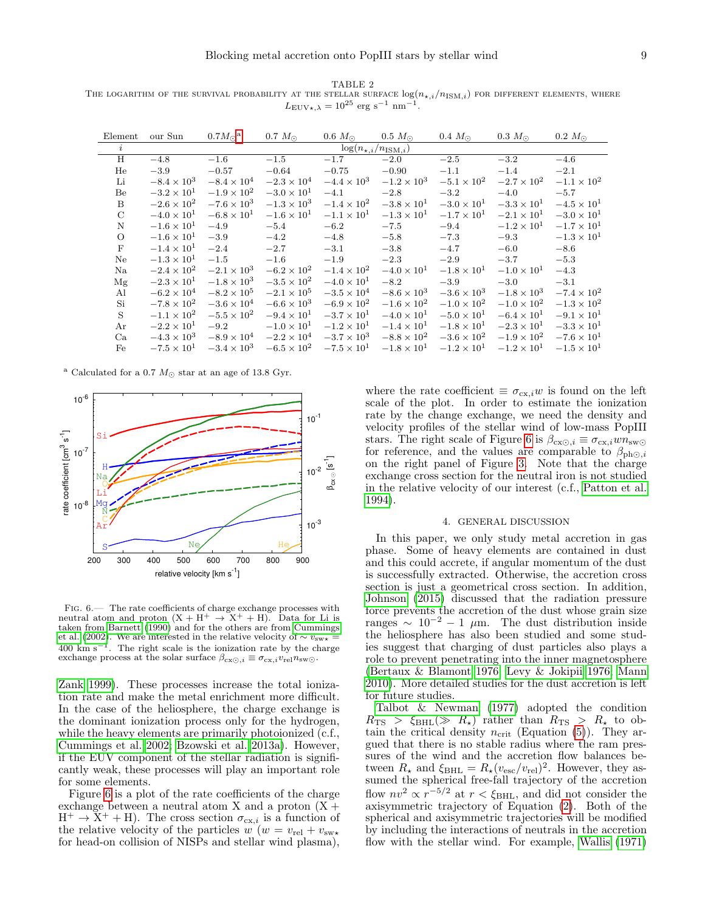TABLE 2
THE LOGARITHM OF THE SURVIVAL PROBABILITY AT THE STELLAR SURFACE $\log(n_{\star,i}/n_{\mathrm{ISM},i})$ FOR DIFFERENT ELEMENTS, WHERE $L_{\mathrm{EUV}\star,\lambda} = 10^{25}$ erg s$^{-1}$ nm$^{-1}$.

| Element | our Sun | $0.7 M_\odot$ [a] | $0.7\ M_\odot$ | $0.6\ M_\odot$ | $0.5\ M_\odot$ | $0.4\ M_\odot$ | $0.3\ M_\odot$ | $0.2\ M_\odot$ |
|---|---|---|---|---|---|---|---|---|
| $i$ | $\log(n_{\star,i}/n_{\mathrm{ISM},i})$ | | | | | | | |
| H | $-4.8$ | $-1.6$ | $-1.5$ | $-1.7$ | $-2.0$ | $-2.5$ | $-3.2$ | $-4.6$ |
| He | $-3.9$ | $-0.57$ | $-0.64$ | $-0.75$ | $-0.90$ | $-1.1$ | $-1.4$ | $-2.1$ |
| Li | $-8.4\times10^{3}$ | $-8.4\times10^{4}$ | $-2.3\times10^{4}$ | $-4.4\times10^{3}$ | $-1.2\times10^{3}$ | $-5.1\times10^{2}$ | $-2.7\times10^{2}$ | $-1.1\times10^{2}$ |
| Be | $-3.2\times10^{1}$ | $-1.9\times10^{2}$ | $-3.0\times10^{1}$ | $-4.1$ | $-2.8$ | $-3.2$ | $-4.0$ | $-5.7$ |
| B | $-2.6\times10^{2}$ | $-7.6\times10^{3}$ | $-1.3\times10^{3}$ | $-1.4\times10^{2}$ | $-3.8\times10^{1}$ | $-3.0\times10^{1}$ | $-3.3\times10^{1}$ | $-4.5\times10^{1}$ |
| C | $-4.0\times10^{1}$ | $-6.8\times10^{1}$ | $-1.6\times10^{1}$ | $-1.1\times10^{1}$ | $-1.3\times10^{1}$ | $-1.7\times10^{1}$ | $-2.1\times10^{1}$ | $-3.0\times10^{1}$ |
| N | $-1.6\times10^{1}$ | $-4.9$ | $-5.4$ | $-6.2$ | $-7.5$ | $-9.4$ | $-1.2\times10^{1}$ | $-1.7\times10^{1}$ |
| O | $-1.6\times10^{1}$ | $-3.9$ | $-4.2$ | $-4.8$ | $-5.8$ | $-7.3$ | $-9.3$ | $-1.3\times10^{1}$ |
| F | $-1.4\times10^{1}$ | $-2.4$ | $-2.7$ | $-3.1$ | $-3.8$ | $-4.7$ | $-6.0$ | $-8.6$ |
| Ne | $-1.3\times10^{1}$ | $-1.5$ | $-1.6$ | $-1.9$ | $-2.3$ | $-2.9$ | $-3.7$ | $-5.3$ |
| Na | $-2.4\times10^{2}$ | $-2.1\times10^{3}$ | $-6.2\times10^{2}$ | $-1.4\times10^{2}$ | $-4.0\times10^{1}$ | $-1.8\times10^{1}$ | $-1.0\times10^{1}$ | $-4.3$ |
| Mg | $-2.3\times10^{1}$ | $-1.8\times10^{3}$ | $-3.5\times10^{2}$ | $-4.0\times10^{1}$ | $-8.2$ | $-3.9$ | $-3.0$ | $-3.1$ |
| Al | $-6.2\times10^{4}$ | $-8.2\times10^{5}$ | $-2.1\times10^{5}$ | $-3.5\times10^{4}$ | $-8.6\times10^{3}$ | $-3.6\times10^{3}$ | $-1.8\times10^{3}$ | $-7.4\times10^{2}$ |
| Si | $-7.8\times10^{2}$ | $-3.6\times10^{4}$ | $-6.6\times10^{3}$ | $-6.9\times10^{2}$ | $-1.6\times10^{2}$ | $-1.0\times10^{2}$ | $-1.0\times10^{2}$ | $-1.3\times10^{2}$ |
| S | $-1.1\times10^{2}$ | $-5.5\times10^{2}$ | $-9.4\times10^{1}$ | $-3.7\times10^{1}$ | $-4.0\times10^{1}$ | $-5.0\times10^{1}$ | $-6.4\times10^{1}$ | $-9.1\times10^{1}$ |
| Ar | $-2.2\times10^{1}$ | $-9.2$ | $-1.0\times10^{1}$ | $-1.2\times10^{1}$ | $-1.4\times10^{1}$ | $-1.8\times10^{1}$ | $-2.3\times10^{1}$ | $-3.3\times10^{1}$ |
| Ca | $-4.3\times10^{3}$ | $-8.9\times10^{4}$ | $-2.2\times10^{4}$ | $-3.7\times10^{3}$ | $-8.8\times10^{2}$ | $-3.6\times10^{2}$ | $-1.9\times10^{2}$ | $-7.6\times10^{1}$ |
| Fe | $-7.5\times10^{1}$ | $-3.4\times10^{3}$ | $-6.5\times10^{2}$ | $-7.5\times10^{1}$ | $-1.8\times10^{1}$ | $-1.2\times10^{1}$ | $-1.2\times10^{1}$ | $-1.5\times10^{1}$ |

[a] Calculated for a 0.7 $M_\odot$ star at an age of 13.8 Gyr.

FIG. 6.— The rate coefficients of charge exchange processes with neutral atom and proton ($\mathrm{X + H^+ \rightarrow X^+ + H}$). Data for Li is taken from Barnett (1990) and for the others are from Cummings et al. (2002). We are interested in the relative velocity of $\sim v_{\mathrm{sw}\star} \equiv 400$ km s$^{-1}$. The right scale is the ionization rate by the charge exchange process at the solar surface $\beta_{\mathrm{cx}\odot,i} \equiv \sigma_{\mathrm{cx},i} v_{\mathrm{rel}} n_{\mathrm{sw}\odot}$.

Zank 1999). These processes increase the total ionization rate and make the metal enrichment more difficult. In the case of the heliosphere, the charge exchange is the dominant ionization process only for the hydrogen, while the heavy elements are primarily photoionized (c.f., Cummings et al. 2002; Bzowski et al. 2013a). However, if the EUV component of the stellar radiation is significantly weak, these processes will play an important role for some elements.

Figure 6 is a plot of the rate coefficients of the charge exchange between a neutral atom X and a proton ($\mathrm{X + H^+ \rightarrow X^+ + H}$). The cross section $\sigma_{\mathrm{cx},i}$ is a function of the relative velocity of the particles $w$ ($w = v_{\mathrm{rel}} + v_{\mathrm{sw}\star}$ for head-on collision of NISPs and stellar wind plasma), where the rate coefficient $\equiv \sigma_{\mathrm{cx},i} w$ is found on the left scale of the plot. In order to estimate the ionization rate by the change exchange, we need the density and velocity profiles of the stellar wind of low-mass PopIII stars. The right scale of Figure 6 is $\beta_{\mathrm{cx}\odot,i} \equiv \sigma_{\mathrm{cx},i} w n_{\mathrm{sw}\odot}$ for reference, and the values are comparable to $\beta_{\mathrm{ph}\odot,i}$ on the right panel of Figure 3. Note that the charge exchange cross section for the neutral iron is not studied in the relative velocity of our interest (c.f., Patton et al. 1994).

## 4. GENERAL DISCUSSION

In this paper, we only study metal accretion in gas phase. Some of heavy elements are contained in dust and this could accrete, if angular momentum of the dust is successfully extracted. Otherwise, the accretion cross section is just a geometrical cross section. In addition, Johnson (2015) discussed that the radiation pressure force prevents the accretion of the dust whose grain size ranges $\sim 10^{-2} - 1$ $\mu$m. The dust distribution inside the heliosphere has also been studied and some studies suggest that charging of dust particles also plays a role to prevent penetrating into the inner magnetosphere (Bertaux & Blamont 1976; Levy & Jokipii 1976; Mann 2010). More detailed studies for the dust accretion is left for future studies.

Talbot & Newman (1977) adopted the condition $R_{\mathrm{TS}} > \xi_{\mathrm{BHL}}(\gg R_\star)$ rather than $R_{\mathrm{TS}} > R_\star$ to obtain the critical density $n_{\mathrm{crit}}$ (Equation (5)). They argued that there is no stable radius where the ram pressures of the wind and the accretion flow balances between $R_\star$ and $\xi_{\mathrm{BHL}} = R_\star (v_{\mathrm{esc}}/v_{\mathrm{rel}})^2$. However, they assumed the spherical free-fall trajectory of the accretion flow $nv^2 \propto r^{-5/2}$ at $r < \xi_{\mathrm{BHL}}$, and did not consider the axisymmetric trajectory of Equation (2). Both of the spherical and axisymmetric trajectories will be modified by including the interactions of neutrals in the accretion flow with the stellar wind. For example, Wallis (1971)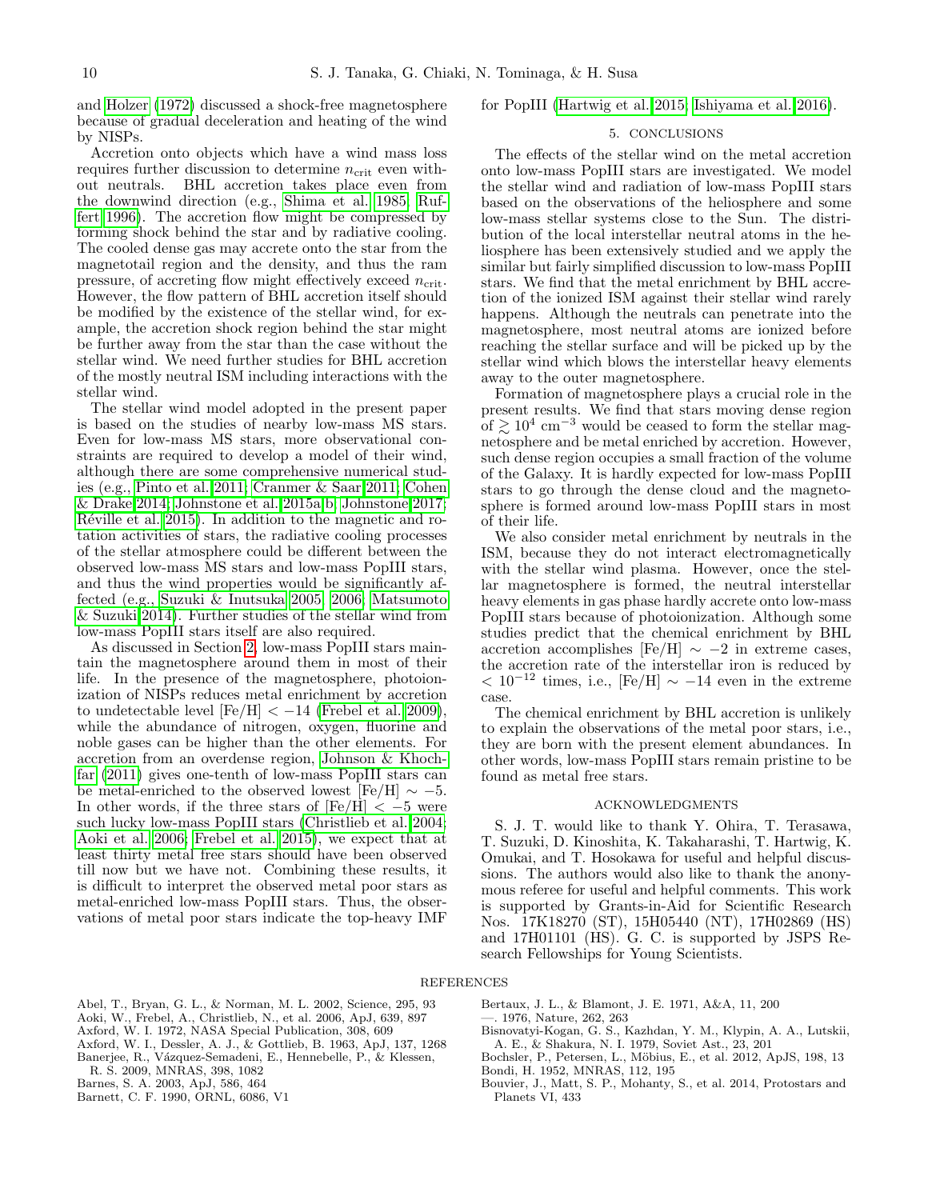and Holzer (1972) discussed a shock-free magnetosphere because of gradual deceleration and heating of the wind by NISPs.

Accretion onto objects which have a wind mass loss requires further discussion to determine $n_{\rm crit}$ even without neutrals. BHL accretion takes place even from the downwind direction (e.g., Shima et al. 1985; Ruffert 1996). The accretion flow might be compressed by forming shock behind the star and by radiative cooling. The cooled dense gas may accrete onto the star from the magnetotail region and the density, and thus the ram pressure, of accreting flow might effectively exceed $n_{\rm crit}$. However, the flow pattern of BHL accretion itself should be modified by the existence of the stellar wind, for example, the accretion shock region behind the star might be further away from the star than the case without the stellar wind. We need further studies for BHL accretion of the mostly neutral ISM including interactions with the stellar wind.

The stellar wind model adopted in the present paper is based on the studies of nearby low-mass MS stars. Even for low-mass MS stars, more observational constraints are required to develop a model of their wind, although there are some comprehensive numerical studies (e.g., Pinto et al. 2011; Cranmer & Saar 2011; Cohen & Drake 2014; Johnstone et al. 2015a,b; Johnstone 2017; Réville et al. 2015). In addition to the magnetic and rotation activities of stars, the radiative cooling processes of the stellar atmosphere could be different between the observed low-mass MS stars and low-mass PopIII stars, and thus the wind properties would be significantly affected (e.g., Suzuki & Inutsuka 2005, 2006; Matsumoto & Suzuki 2014). Further studies of the stellar wind from low-mass PopIII stars itself are also required.

As discussed in Section 2, low-mass PopIII stars maintain the magnetosphere around them in most of their life. In the presence of the magnetosphere, photoionization of NISPs reduces metal enrichment by accretion to undetectable level [Fe/H] $< -14$ (Frebel et al. 2009), while the abundance of nitrogen, oxygen, fluorine and noble gases can be higher than the other elements. For accretion from an overdense region, Johnson & Khochfar (2011) gives one-tenth of low-mass PopIII stars can be metal-enriched to the observed lowest [Fe/H] $\sim -5$. In other words, if the three stars of [Fe/H] $< -5$ were such lucky low-mass PopIII stars (Christlieb et al. 2004; Aoki et al. 2006; Frebel et al. 2015), we expect that at least thirty metal free stars should have been observed till now but we have not. Combining these results, it is difficult to interpret the observed metal poor stars as metal-enriched low-mass PopIII stars. Thus, the observations of metal poor stars indicate the top-heavy IMF for PopIII (Hartwig et al. 2015; Ishiyama et al. 2016).

## 5. CONCLUSIONS

The effects of the stellar wind on the metal accretion onto low-mass PopIII stars are investigated. We model the stellar wind and radiation of low-mass PopIII stars based on the observations of the heliosphere and some low-mass stellar systems close to the Sun. The distribution of the local interstellar neutral atoms in the heliosphere has been extensively studied and we apply the similar but fairly simplified discussion to low-mass PopIII stars. We find that the metal enrichment by BHL accretion of the ionized ISM against their stellar wind rarely happens. Although the neutrals can penetrate into the magnetosphere, most neutral atoms are ionized before reaching the stellar surface and will be picked up by the stellar wind which blows the interstellar heavy elements away to the outer magnetosphere.

Formation of magnetosphere plays a crucial role in the present results. We find that stars moving dense region of $\gtrsim 10^4$ cm$^{-3}$ would be ceased to form the stellar magnetosphere and be metal enriched by accretion. However, such dense region occupies a small fraction of the volume of the Galaxy. It is hardly expected for low-mass PopIII stars to go through the dense cloud and the magnetosphere is formed around low-mass PopIII stars in most of their life.

We also consider metal enrichment by neutrals in the ISM, because they do not interact electromagnetically with the stellar wind plasma. However, once the stellar magnetosphere is formed, the neutral interstellar heavy elements in gas phase hardly accrete onto low-mass PopIII stars because of photoionization. Although some studies predict that the chemical enrichment by BHL accretion accomplishes [Fe/H] $\sim -2$ in extreme cases, the accretion rate of the interstellar iron is reduced by $< 10^{-12}$ times, i.e., [Fe/H] $\sim -14$ even in the extreme case.

The chemical enrichment by BHL accretion is unlikely to explain the observations of the metal poor stars, i.e., they are born with the present element abundances. In other words, low-mass PopIII stars remain pristine to be found as metal free stars.

## ACKNOWLEDGMENTS

S. J. T. would like to thank Y. Ohira, T. Terasawa, T. Suzuki, D. Kinoshita, K. Takaharashi, T. Hartwig, K. Omukai, and T. Hosokawa for useful and helpful discussions. The authors would also like to thank the anonymous referee for useful and helpful comments. This work is supported by Grants-in-Aid for Scientific Research Nos. 17K18270 (ST), 15H05440 (NT), 17H02869 (HS) and 17H01101 (HS). G. C. is supported by JSPS Research Fellowships for Young Scientists.

## REFERENCES

Abel, T., Bryan, G. L., & Norman, M. L. 2002, Science, 295, 93
Aoki, W., Frebel, A., Christlieb, N., et al. 2006, ApJ, 639, 897
Axford, W. I. 1972, NASA Special Publication, 308, 609
Axford, W. I., Dessler, A. J., & Gottlieb, B. 1963, ApJ, 137, 1268
Banerjee, R., Vázquez-Semadeni, E., Hennebelle, P., & Klessen, R. S. 2009, MNRAS, 398, 1082
Barnes, S. A. 2003, ApJ, 586, 464
Barnett, C. F. 1990, ORNL, 6086, V1
Bertaux, J. L., & Blamont, J. E. 1971, A&A, 11, 200
—. 1976, Nature, 262, 263
Bisnovatyi-Kogan, G. S., Kazhdan, Y. M., Klypin, A. A., Lutskii, A. E., & Shakura, N. I. 1979, Soviet Ast., 23, 201
Bochsler, P., Petersen, L., Möbius, E., et al. 2012, ApJS, 198, 13
Bondi, H. 1952, MNRAS, 112, 195
Bouvier, J., Matt, S. P., Mohanty, S., et al. 2014, Protostars and Planets VI, 433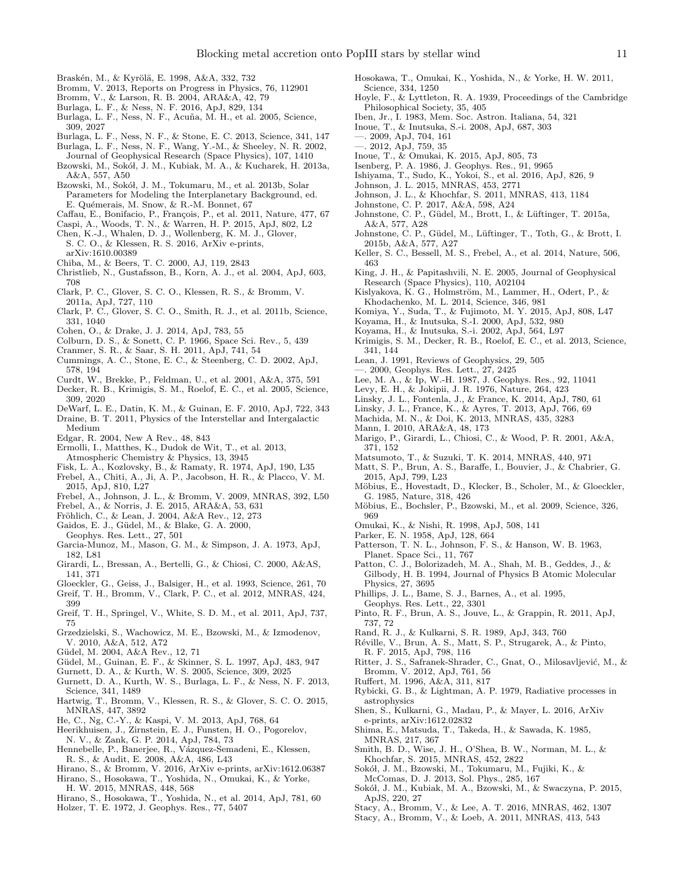Braskén, M., & Kyrölä, E. 1998, A&A, 332, 732
Bromm, V. 2013, Reports on Progress in Physics, 76, 112901
Bromm, V., & Larson, R. B. 2004, ARA&A, 42, 79
Burlaga, L. F., & Ness, N. F. 2016, ApJ, 829, 134
Burlaga, L. F., Ness, N. F., Acuña, M. H., et al. 2005, Science, 309, 2027
Burlaga, L. F., Ness, N. F., & Stone, E. C. 2013, Science, 341, 147
Burlaga, L. F., Ness, N. F., Wang, Y.-M., & Sheeley, N. R. 2002, Journal of Geophysical Research (Space Physics), 107, 1410
Bzowski, M., Sokół, J. M., Kubiak, M. A., & Kucharek, H. 2013a, A&A, 557, A50
Bzowski, M., Sokół, J. M., Tokumaru, M., et al. 2013b, Solar Parameters for Modeling the Interplanetary Background, ed. E. Quémerais, M. Snow, & R.-M. Bonnet, 67
Caffau, E., Bonifacio, P., François, P., et al. 2011, Nature, 477, 67
Caspi, A., Woods, T. N., & Warren, H. P. 2015, ApJ, 802, L2
Chen, K.-J., Whalen, D. J., Wollenberg, K. M. J., Glover, S. C. O., & Klessen, R. S. 2016, ArXiv e-prints, arXiv:1610.00389
Chiba, M., & Beers, T. C. 2000, AJ, 119, 2843
Christlieb, N., Gustafsson, B., Korn, A. J., et al. 2004, ApJ, 603, 708
Clark, P. C., Glover, S. C. O., Klessen, R. S., & Bromm, V. 2011a, ApJ, 727, 110
Clark, P. C., Glover, S. C. O., Smith, R. J., et al. 2011b, Science, 331, 1040
Cohen, O., & Drake, J. J. 2014, ApJ, 783, 55
Colburn, D. S., & Sonett, C. P. 1966, Space Sci. Rev., 5, 439
Cranmer, S. R., & Saar, S. H. 2011, ApJ, 741, 54
Cummings, A. C., Stone, E. C., & Steenberg, C. D. 2002, ApJ, 578, 194
Curdt, W., Brekke, P., Feldman, U., et al. 2001, A&A, 375, 591
Decker, R. B., Krimigis, S. M., Roelof, E. C., et al. 2005, Science, 309, 2020
DeWarf, L. E., Datin, K. M., & Guinan, E. F. 2010, ApJ, 722, 343
Draine, B. T. 2011, Physics of the Interstellar and Intergalactic Medium
Edgar, R. 2004, New A Rev., 48, 843
Ermolli, I., Matthes, K., Dudok de Wit, T., et al. 2013, Atmospheric Chemistry & Physics, 13, 3945
Fisk, L. A., Kozlovsky, B., & Ramaty, R. 1974, ApJ, 190, L35
Frebel, A., Chiti, A., Ji, A. P., Jacobson, H. R., & Placco, V. M. 2015, ApJ, 810, L27
Frebel, A., Johnson, J. L., & Bromm, V. 2009, MNRAS, 392, L50
Frebel, A., & Norris, J. E. 2015, ARA&A, 53, 631
Fröhlich, C., & Lean, J. 2004, A&A Rev., 12, 273
Gaidos, E. J., Güdel, M., & Blake, G. A. 2000, Geophys. Res. Lett., 27, 501
Garcia-Munoz, M., Mason, G. M., & Simpson, J. A. 1973, ApJ, 182, L81
Girardi, L., Bressan, A., Bertelli, G., & Chiosi, C. 2000, A&AS, 141, 371
Gloeckler, G., Geiss, J., Balsiger, H., et al. 1993, Science, 261, 70
Greif, T. H., Bromm, V., Clark, P. C., et al. 2012, MNRAS, 424, 399
Greif, T. H., Springel, V., White, S. D. M., et al. 2011, ApJ, 737, 75
Grzedzielski, S., Wachowicz, M. E., Bzowski, M., & Izmodenov, V. 2010, A&A, 512, A72
Güdel, M. 2004, A&A Rev., 12, 71
Güdel, M., Guinan, E. F., & Skinner, S. L. 1997, ApJ, 483, 947
Gurnett, D. A., & Kurth, W. S. 2005, Science, 309, 2025
Gurnett, D. A., Kurth, W. S., Burlaga, L. F., & Ness, N. F. 2013, Science, 341, 1489
Hartwig, T., Bromm, V., Klessen, R. S., & Glover, S. C. O. 2015, MNRAS, 447, 3892
He, C., Ng, C.-Y., & Kaspi, V. M. 2013, ApJ, 768, 64
Heerikhuisen, J., Zirnstein, E. J., Funsten, H. O., Pogorelov, N. V., & Zank, G. P. 2014, ApJ, 784, 73
Hennebelle, P., Banerjee, R., Vázquez-Semadeni, E., Klessen, R. S., & Audit, E. 2008, A&A, 486, L43
Hirano, S., & Bromm, V. 2016, ArXiv e-prints, arXiv:1612.06387
Hirano, S., Hosokawa, T., Yoshida, N., Omukai, K., & Yorke, H. W. 2015, MNRAS, 448, 568
Hirano, S., Hosokawa, T., Yoshida, N., et al. 2014, ApJ, 781, 60
Holzer, T. E. 1972, J. Geophys. Res., 77, 5407
Hosokawa, T., Omukai, K., Yoshida, N., & Yorke, H. W. 2011, Science, 334, 1250
Hoyle, F., & Lyttleton, R. A. 1939, Proceedings of the Cambridge Philosophical Society, 35, 405
Iben, Jr., I. 1983, Mem. Soc. Astron. Italiana, 54, 321
Inoue, T., & Inutsuka, S.-i. 2008, ApJ, 687, 303
—. 2009, ApJ, 704, 161
—. 2012, ApJ, 759, 35
Inoue, T., & Omukai, K. 2015, ApJ, 805, 73
Isenberg, P. A. 1986, J. Geophys. Res., 91, 9965
Ishiyama, T., Sudo, K., Yokoi, S., et al. 2016, ApJ, 826, 9
Johnson, J. L. 2015, MNRAS, 453, 2771
Johnson, J. L., & Khochfar, S. 2011, MNRAS, 413, 1184
Johnstone, C. P. 2017, A&A, 598, A24
Johnstone, C. P., Güdel, M., Brott, I., & Lüftinger, T. 2015a, A&A, 577, A28
Johnstone, C. P., Güdel, M., Lüftinger, T., Toth, G., & Brott, I. 2015b, A&A, 577, A27
Keller, S. C., Bessell, M. S., Frebel, A., et al. 2014, Nature, 506, 463
King, J. H., & Papitashvili, N. E. 2005, Journal of Geophysical Research (Space Physics), 110, A02104
Kislyakova, K. G., Holmström, M., Lammer, H., Odert, P., & Khodachenko, M. L. 2014, Science, 346, 981
Komiya, Y., Suda, T., & Fujimoto, M. Y. 2015, ApJ, 808, L47
Koyama, H., & Inutsuka, S.-I. 2000, ApJ, 532, 980
Koyama, H., & Inutsuka, S.-i. 2002, ApJ, 564, L97
Krimigis, S. M., Decker, R. B., Roelof, E. C., et al. 2013, Science, 341, 144
Lean, J. 1991, Reviews of Geophysics, 29, 505
—. 2000, Geophys. Res. Lett., 27, 2425
Lee, M. A., & Ip, W.-H. 1987, J. Geophys. Res., 92, 11041
Levy, E. H., & Jokipii, J. R. 1976, Nature, 264, 423
Linsky, J. L., Fontenla, J., & France, K. 2014, ApJ, 780, 61
Linsky, J. L., France, K., & Ayres, T. 2013, ApJ, 766, 69
Machida, M. N., & Doi, K. 2013, MNRAS, 435, 3283
Mann, I. 2010, ARA&A, 48, 173
Marigo, P., Girardi, L., Chiosi, C., & Wood, P. R. 2001, A&A, 371, 152
Matsumoto, T., & Suzuki, T. K. 2014, MNRAS, 440, 971
Matt, S. P., Brun, A. S., Baraffe, I., Bouvier, J., & Chabrier, G. 2015, ApJ, 799, L23
Möbius, E., Hovestadt, D., Klecker, B., Scholer, M., & Gloeckler, G. 1985, Nature, 318, 426
Möbius, E., Bochsler, P., Bzowski, M., et al. 2009, Science, 326, 969
Omukai, K., & Nishi, R. 1998, ApJ, 508, 141
Parker, E. N. 1958, ApJ, 128, 664
Patterson, T. N. L., Johnson, F. S., & Hanson, W. B. 1963, Planet. Space Sci., 11, 767
Patton, C. J., Bolorizadeh, M. A., Shah, M. B., Geddes, J., & Gilbody, H. B. 1994, Journal of Physics B Atomic Molecular Physics, 27, 3695
Phillips, J. L., Bame, S. J., Barnes, A., et al. 1995, Geophys. Res. Lett., 22, 3301
Pinto, R. F., Brun, A. S., Jouve, L., & Grappin, R. 2011, ApJ, 737, 72
Rand, R. J., & Kulkarni, S. R. 1989, ApJ, 343, 760
Réville, V., Brun, A. S., Matt, S. P., Strugarek, A., & Pinto, R. F. 2015, ApJ, 798, 116
Ritter, J. S., Safranek-Shrader, C., Gnat, O., Milosavljević, M., & Bromm, V. 2012, ApJ, 761, 56
Ruffert, M. 1996, A&A, 311, 817
Rybicki, G. B., & Lightman, A. P. 1979, Radiative processes in astrophysics
Shen, S., Kulkarni, G., Madau, P., & Mayer, L. 2016, ArXiv e-prints, arXiv:1612.02832
Shima, E., Matsuda, T., Takeda, H., & Sawada, K. 1985, MNRAS, 217, 367
Smith, B. D., Wise, J. H., O'Shea, B. W., Norman, M. L., & Khochfar, S. 2015, MNRAS, 452, 2822
Sokół, J. M., Bzowski, M., Tokumaru, M., Fujiki, K., & McComas, D. J. 2013, Sol. Phys., 285, 167
Sokół, J. M., Kubiak, M. A., Bzowski, M., & Swaczyna, P. 2015, ApJS, 220, 27
Stacy, A., Bromm, V., & Lee, A. T. 2016, MNRAS, 462, 1307
Stacy, A., Bromm, V., & Loeb, A. 2011, MNRAS, 413, 543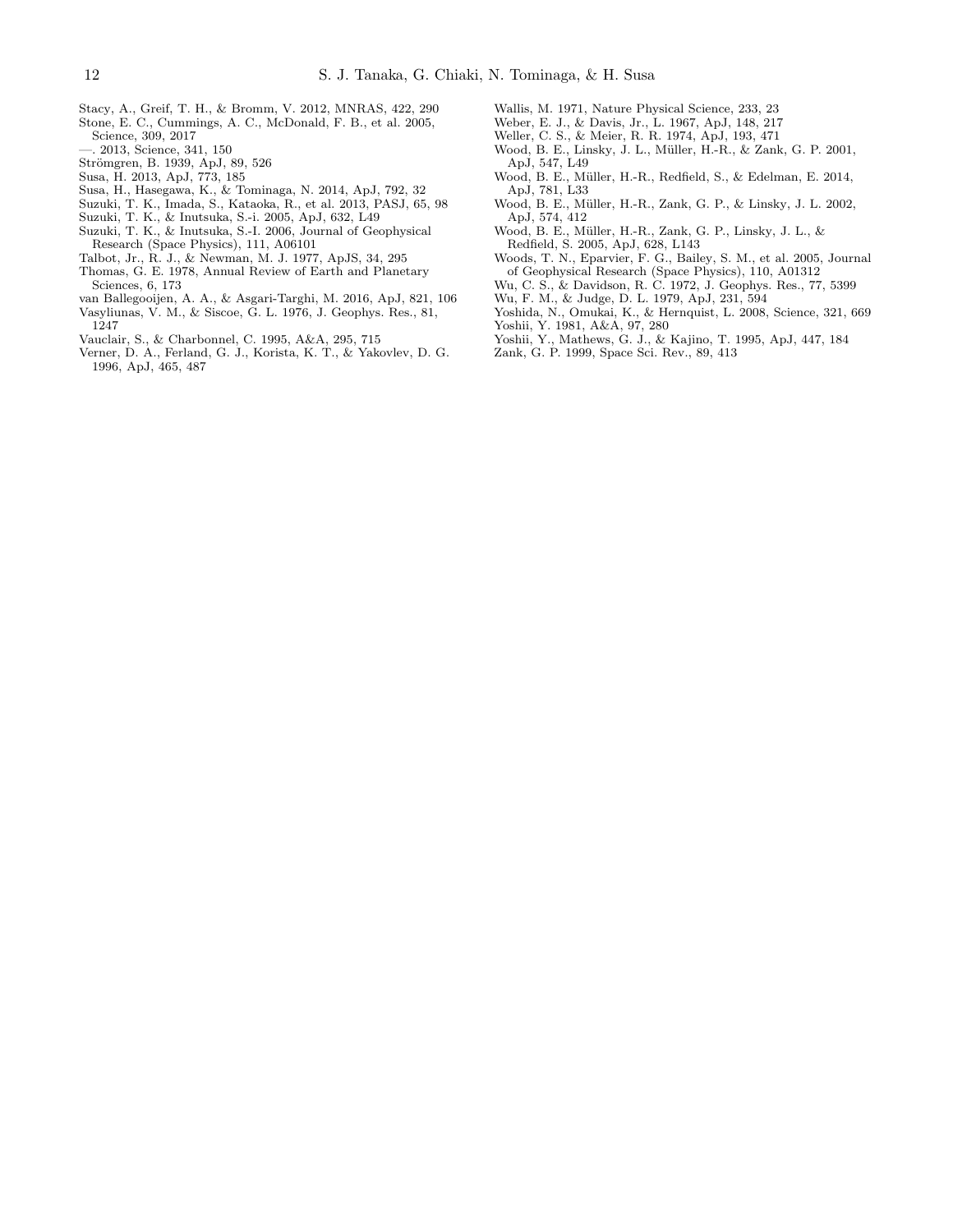Stacy, A., Greif, T. H., & Bromm, V. 2012, MNRAS, 422, 290

Stone, E. C., Cummings, A. C., McDonald, F. B., et al. 2005, Science, 309, 2017

—. 2013, Science, 341, 150

Strömgren, B. 1939, ApJ, 89, 526

Susa, H. 2013, ApJ, 773, 185

Susa, H., Hasegawa, K., & Tominaga, N. 2014, ApJ, 792, 32

Suzuki, T. K., Imada, S., Kataoka, R., et al. 2013, PASJ, 65, 98

Suzuki, T. K., & Inutsuka, S.-i. 2005, ApJ, 632, L49

Suzuki, T. K., & Inutsuka, S.-I. 2006, Journal of Geophysical Research (Space Physics), 111, A06101

Talbot, Jr., R. J., & Newman, M. J. 1977, ApJS, 34, 295

Thomas, G. E. 1978, Annual Review of Earth and Planetary Sciences, 6, 173

van Ballegooijen, A. A., & Asgari-Targhi, M. 2016, ApJ, 821, 106

Vasyliunas, V. M., & Siscoe, G. L. 1976, J. Geophys. Res., 81, 1247

Vauclair, S., & Charbonnel, C. 1995, A&A, 295, 715

Verner, D. A., Ferland, G. J., Korista, K. T., & Yakovlev, D. G. 1996, ApJ, 465, 487

Wallis, M. 1971, Nature Physical Science, 233, 23

Weber, E. J., & Davis, Jr., L. 1967, ApJ, 148, 217

Weller, C. S., & Meier, R. R. 1974, ApJ, 193, 471

Wood, B. E., Linsky, J. L., Müller, H.-R., & Zank, G. P. 2001, ApJ, 547, L49

Wood, B. E., Müller, H.-R., Redfield, S., & Edelman, E. 2014, ApJ, 781, L33

Wood, B. E., Müller, H.-R., Zank, G. P., & Linsky, J. L. 2002, ApJ, 574, 412

Wood, B. E., Müller, H.-R., Zank, G. P., Linsky, J. L., & Redfield, S. 2005, ApJ, 628, L143

Woods, T. N., Eparvier, F. G., Bailey, S. M., et al. 2005, Journal of Geophysical Research (Space Physics), 110, A01312

Wu, C. S., & Davidson, R. C. 1972, J. Geophys. Res., 77, 5399

Wu, F. M., & Judge, D. L. 1979, ApJ, 231, 594

Yoshida, N., Omukai, K., & Hernquist, L. 2008, Science, 321, 669

Yoshii, Y. 1981, A&A, 97, 280

Yoshii, Y., Mathews, G. J., & Kajino, T. 1995, ApJ, 447, 184

Zank, G. P. 1999, Space Sci. Rev., 89, 413